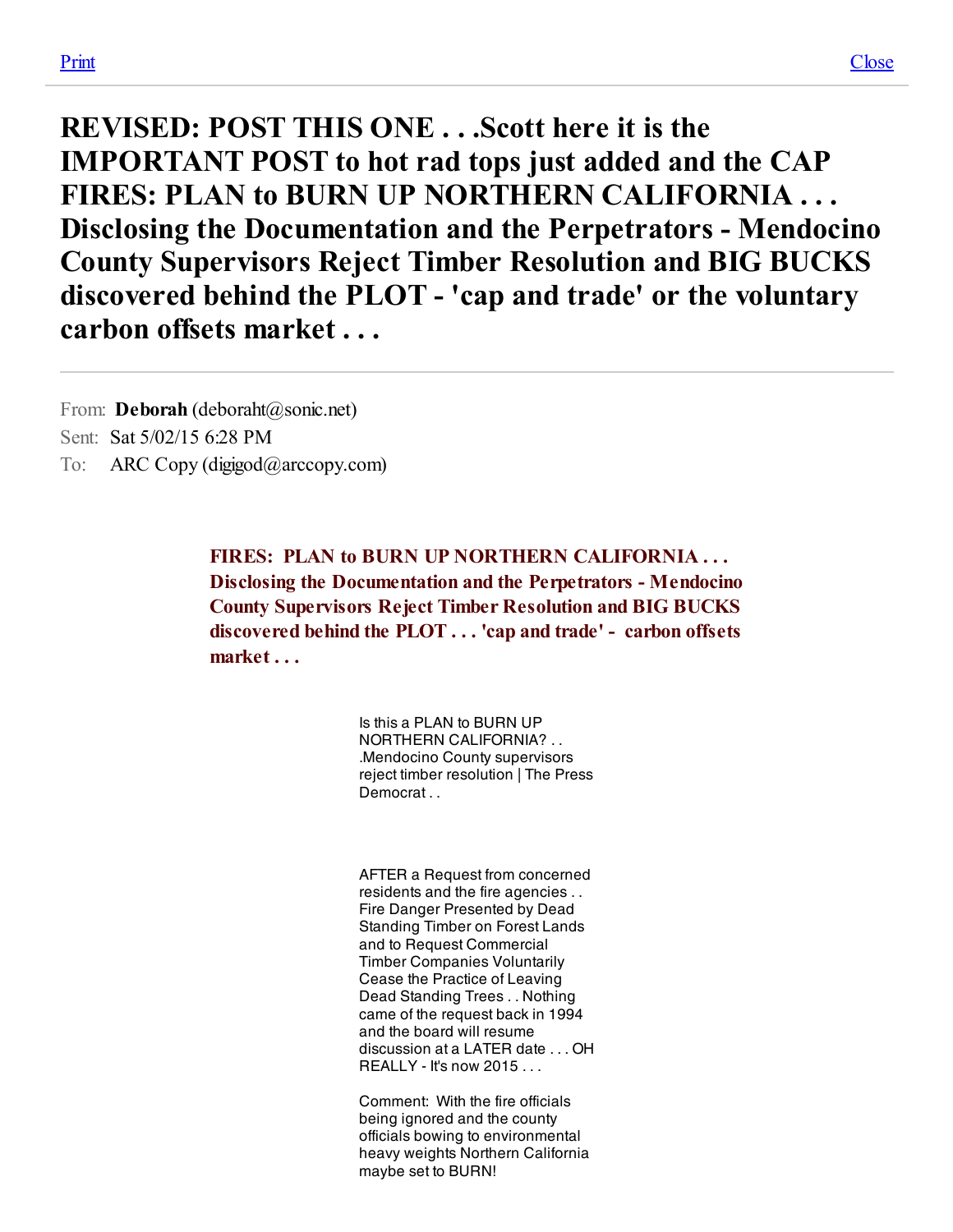# REVISED: POST THIS ONE . . .Scott here it is the IMPORTANT POST to hot rad tops just added and the CAP FIRES: PLAN to BURN UP NORTHERN CALIFORNIA . . . Disclosing the Documentation and the Perpetrators - Mendocino County Supervisors Reject Timber Resolution and BIG BUCKS discovered behind the PLOT - 'cap and trade' or the voluntary carbon offsets market . . .

From: **Deborah** (deboraht@sonic.net)
Sent: Sat 5/02/15 6:28 PM
To: ARC Copy (digigod@arccopy.com)

**FIRES: PLAN to BURN UP NORTHERN CALIFORNIA . . . Disclosing the Documentation and the Perpetrators - Mendocino County Supervisors Reject Timber Resolution and BIG BUCKS discovered behind the PLOT . . . 'cap and trade' - carbon offsets market . . .**

Is this a PLAN to BURN UP NORTHERN CALIFORNIA? . . .Mendocino County supervisors reject timber resolution | The Press Democrat . .

AFTER a Request from concerned residents and the fire agencies . . Fire Danger Presented by Dead Standing Timber on Forest Lands and to Request Commercial Timber Companies Voluntarily Cease the Practice of Leaving Dead Standing Trees . . Nothing came of the request back in 1994 and the board will resume discussion at a LATER date . . . OH REALLY - It's now 2015 . . .

Comment: With the fire officials being ignored and the county officials bowing to environmental heavy weights Northern California maybe set to BURN!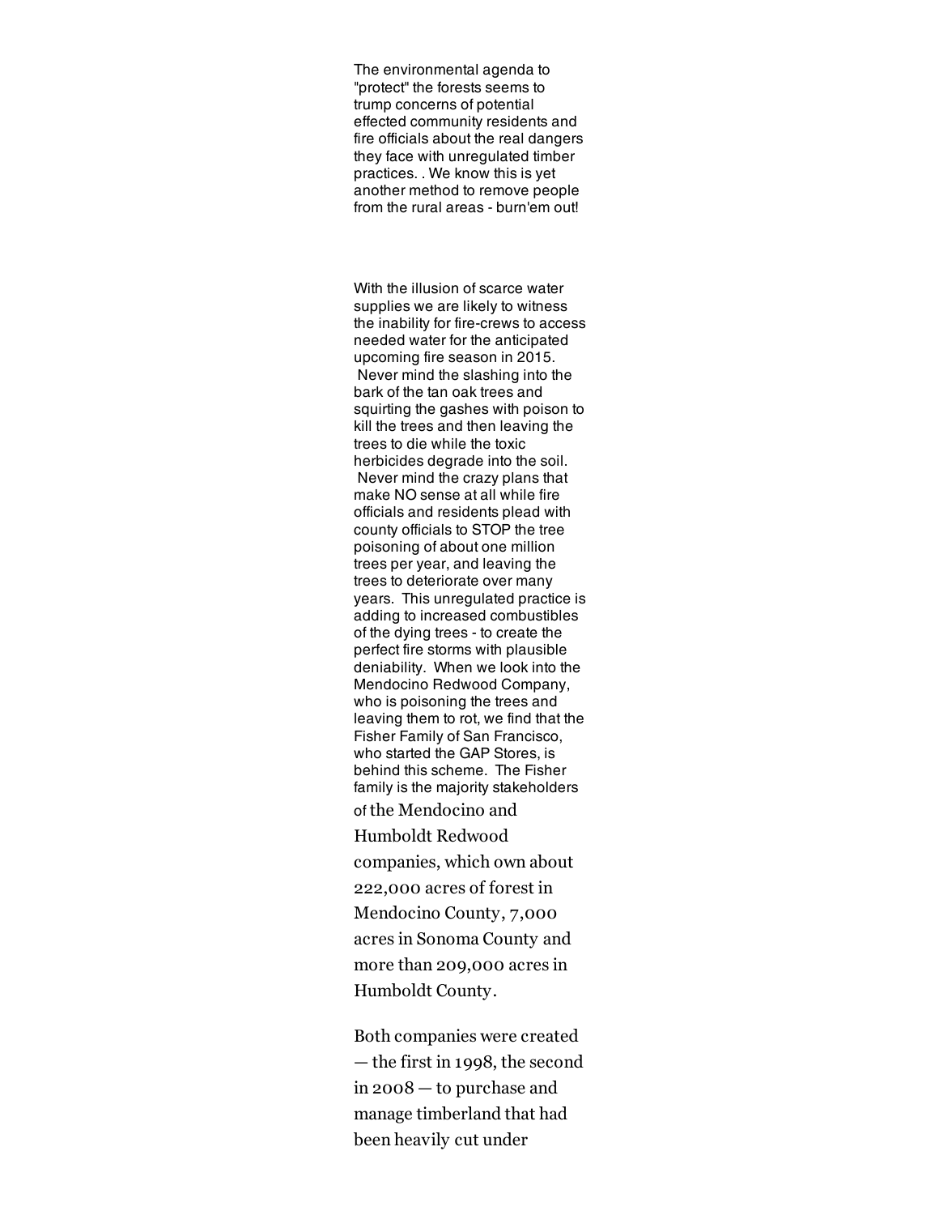The environmental agenda to "protect" the forests seems to trump concerns of potential effected community residents and fire officials about the real dangers they face with unregulated timber practices. . We know this is yet another method to remove people from the rural areas - burn'em out!

With the illusion of scarce water supplies we are likely to witness the inability for fire-crews to access needed water for the anticipated upcoming fire season in 2015. Never mind the slashing into the bark of the tan oak trees and squirting the gashes with poison to kill the trees and then leaving the trees to die while the toxic herbicides degrade into the soil. Never mind the crazy plans that make NO sense at all while fire officials and residents plead with county officials to STOP the tree poisoning of about one million trees per year, and leaving the trees to deteriorate over many years. This unregulated practice is adding to increased combustibles of the dying trees - to create the perfect fire storms with plausible deniability. When we look into the Mendocino Redwood Company, who is poisoning the trees and leaving them to rot, we find that the Fisher Family of San Francisco, who started the GAP Stores, is behind this scheme. The Fisher family is the majority stakeholders of the Mendocino and Humboldt Redwood companies, which own about 222,000 acres of forest in Mendocino County, 7,000 acres in Sonoma County and more than 209,000 acres in Humboldt County.

Both companies were created — the first in 1998, the second in 2008 — to purchase and manage timberland that had been heavily cut under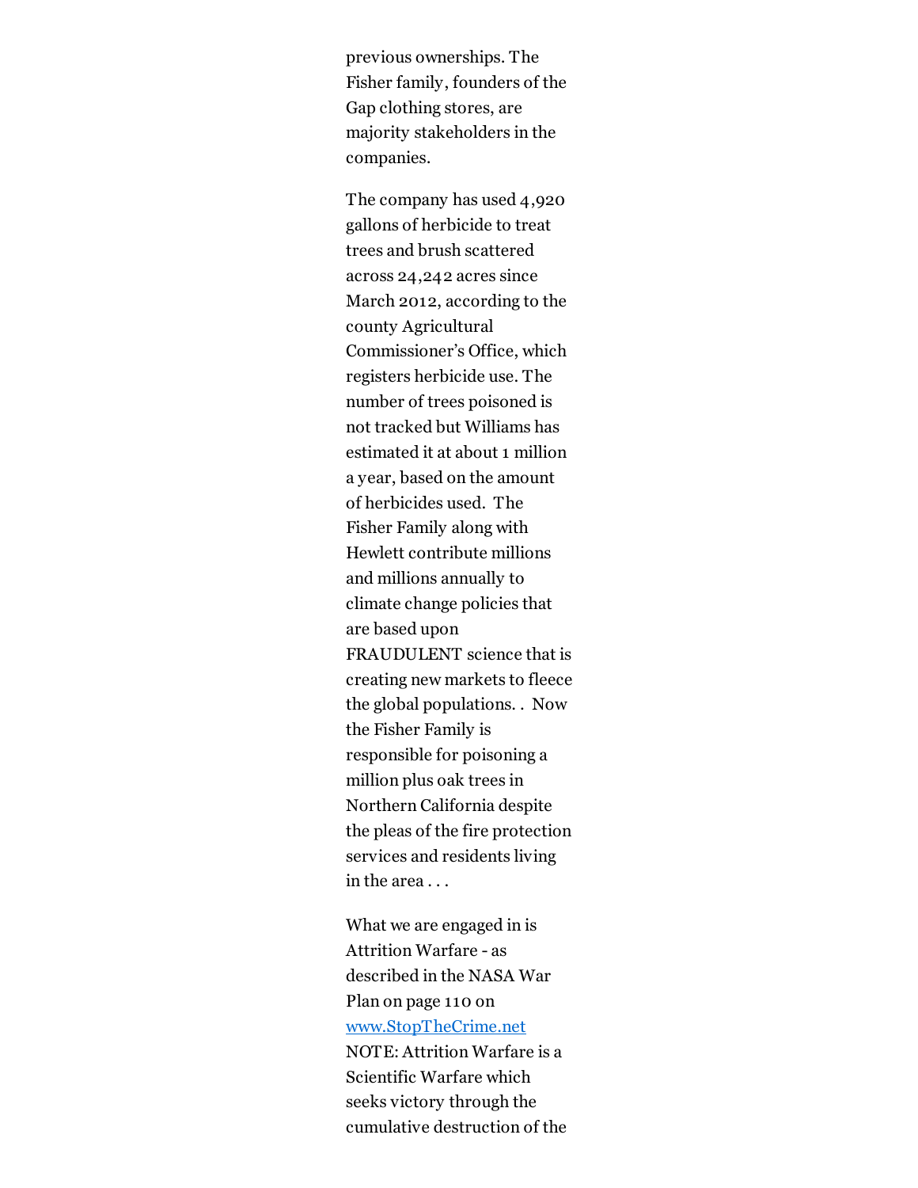previous ownerships. The Fisher family, founders of the Gap clothing stores, are majority stakeholders in the companies.

The company has used 4,920 gallons of herbicide to treat trees and brush scattered across 24,242 acres since March 2012, according to the county Agricultural Commissioner's Office, which registers herbicide use. The number of trees poisoned is not tracked but Williams has estimated it at about 1 million a year, based on the amount of herbicides used.  The Fisher Family along with Hewlett contribute millions and millions annually to climate change policies that are based upon FRAUDULENT science that is creating new markets to fleece the global populations. .  Now the Fisher Family is responsible for poisoning a million plus oak trees in Northern California despite the pleas of the fire protection services and residents living in the area . . .

What we are engaged in is Attrition Warfare - as described in the NASA War Plan on page 110 on [www.StopTheCrime.net](http://www.StopTheCrime.net) NOTE: Attrition Warfare is a Scientific Warfare which seeks victory through the cumulative destruction of the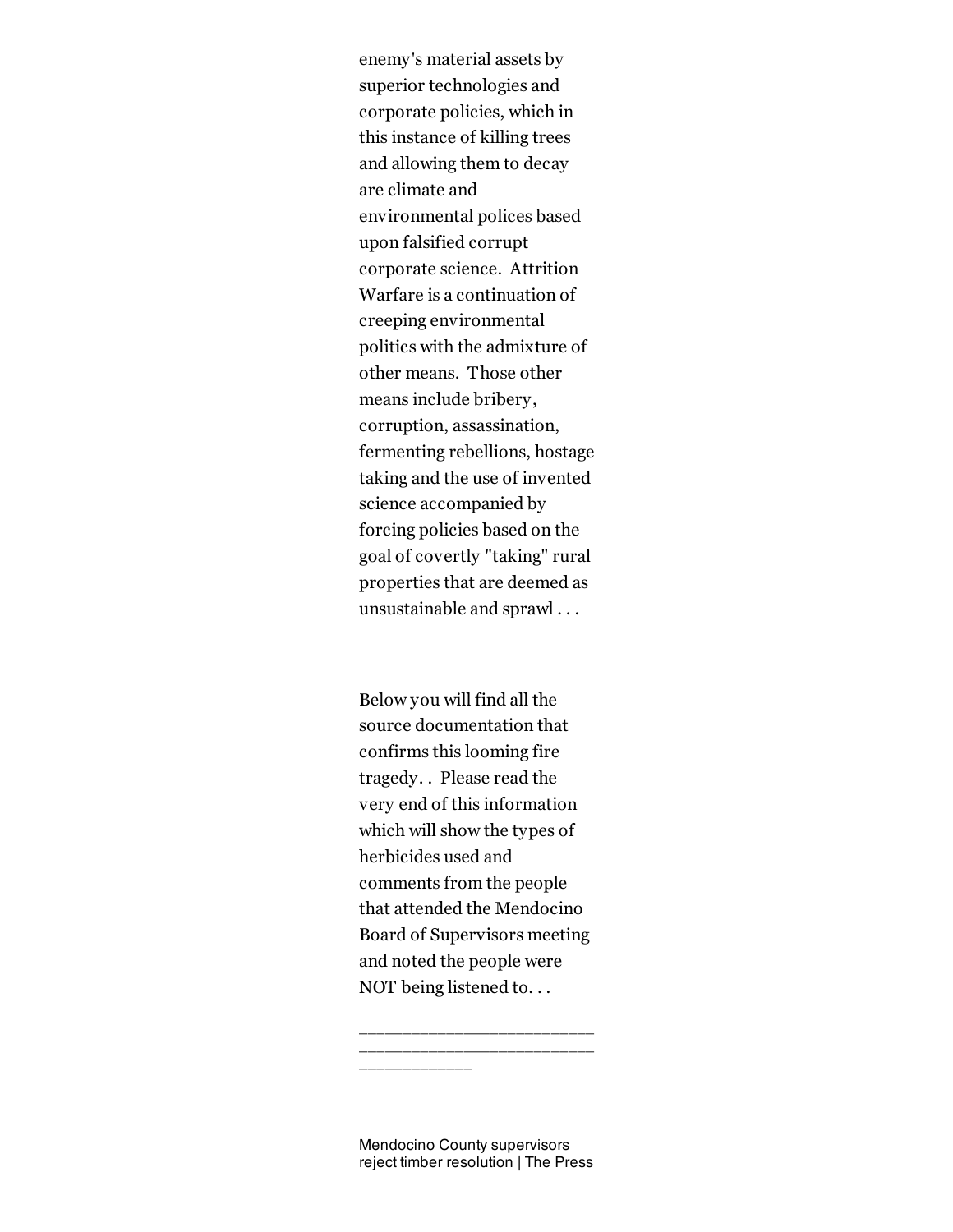enemy's material assets by superior technologies and corporate policies, which in this instance of killing trees and allowing them to decay are climate and environmental polices based upon falsified corrupt corporate science. Attrition Warfare is a continuation of creeping environmental politics with the admixture of other means. Those other means include bribery, corruption, assassination, fermenting rebellions, hostage taking and the use of invented science accompanied by forcing policies based on the goal of covertly "taking" rural properties that are deemed as unsustainable and sprawl . . .

Below you will find all the source documentation that confirms this looming fire tragedy. . Please read the very end of this information which will show the types of herbicides used and comments from the people that attended the Mendocino Board of Supervisors meeting and noted the people were NOT being listened to. . .

_______________________________________________________________

Mendocino County supervisors reject timber resolution | The Press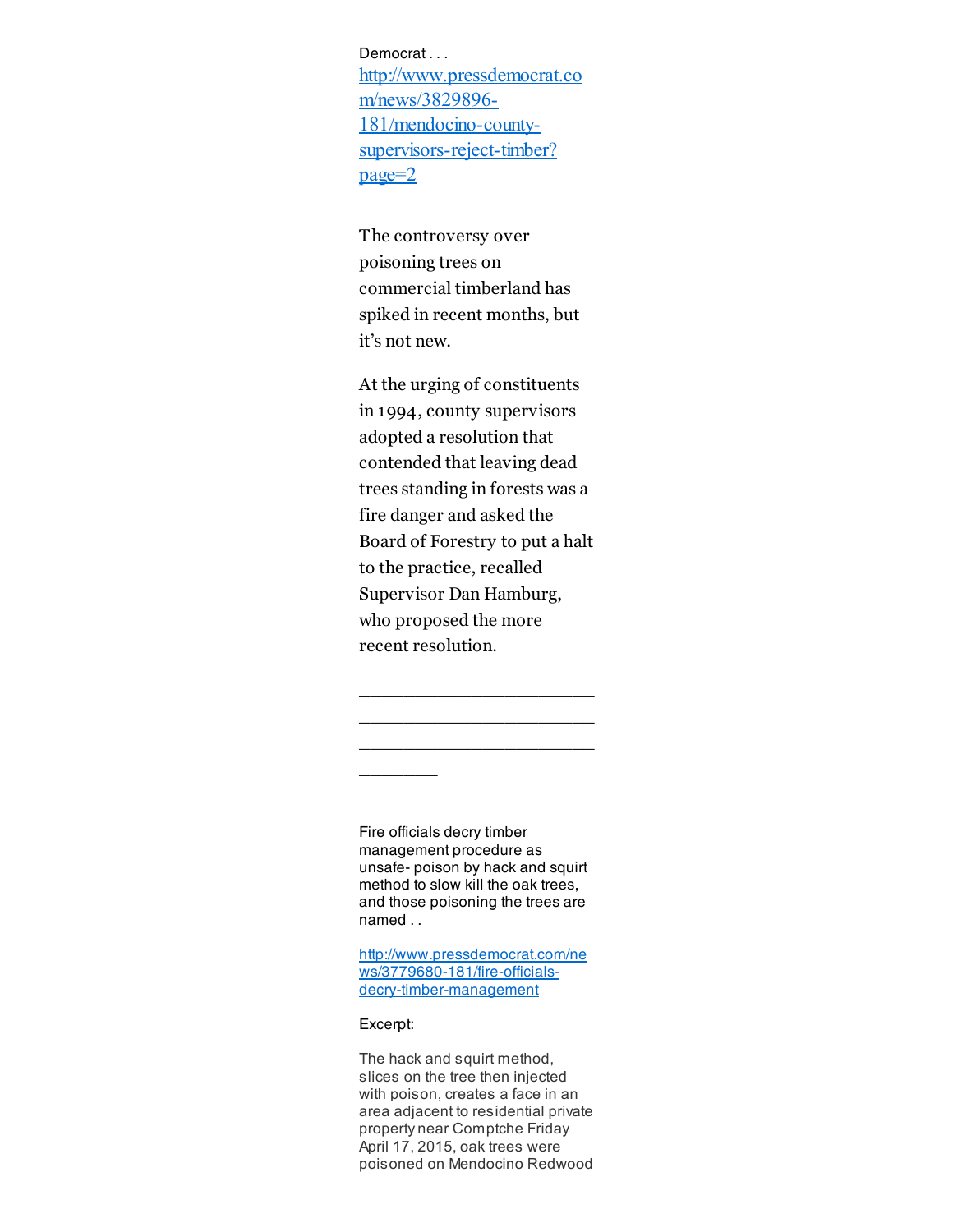Democrat . . .
http://www.pressdemocrat.com/news/3829896-181/mendocino-county-supervisors-reject-timber?page=2

The controversy over poisoning trees on commercial timberland has spiked in recent months, but it’s not new.

At the urging of constituents in 1994, county supervisors adopted a resolution that contended that leaving dead trees standing in forests was a fire danger and asked the Board of Forestry to put a halt to the practice, recalled Supervisor Dan Hamburg, who proposed the more recent resolution.

___________________________________________________________________________________

Fire officials decry timber management procedure as unsafe- poison by hack and squirt method to slow kill the oak trees, and those poisoning the trees are named . .

http://www.pressdemocrat.com/news/3779680-181/fire-officials-decry-timber-management

Excerpt:

The hack and squirt method, slices on the tree then injected with poison, creates a face in an area adjacent to residential private property near Comptche Friday April 17, 2015, oak trees were poisoned on Mendocino Redwood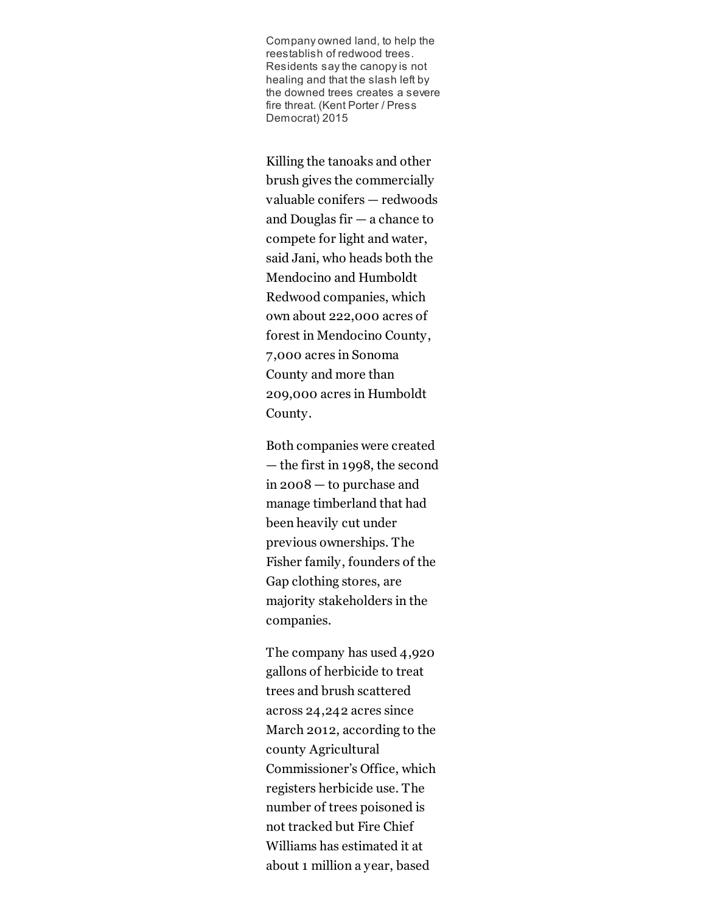Company owned land, to help the reestablish of redwood trees. Residents say the canopy is not healing and that the slash left by the downed trees creates a severe fire threat. (Kent Porter / Press Democrat) 2015

Killing the tanoaks and other brush gives the commercially valuable conifers — redwoods and Douglas fir — a chance to compete for light and water, said Jani, who heads both the Mendocino and Humboldt Redwood companies, which own about 222,000 acres of forest in Mendocino County, 7,000 acres in Sonoma County and more than 209,000 acres in Humboldt County.

Both companies were created — the first in 1998, the second in 2008 — to purchase and manage timberland that had been heavily cut under previous ownerships. The Fisher family, founders of the Gap clothing stores, are majority stakeholders in the companies.

The company has used 4,920 gallons of herbicide to treat trees and brush scattered across 24,242 acres since March 2012, according to the county Agricultural Commissioner's Office, which registers herbicide use. The number of trees poisoned is not tracked but Fire Chief Williams has estimated it at about 1 million a year, based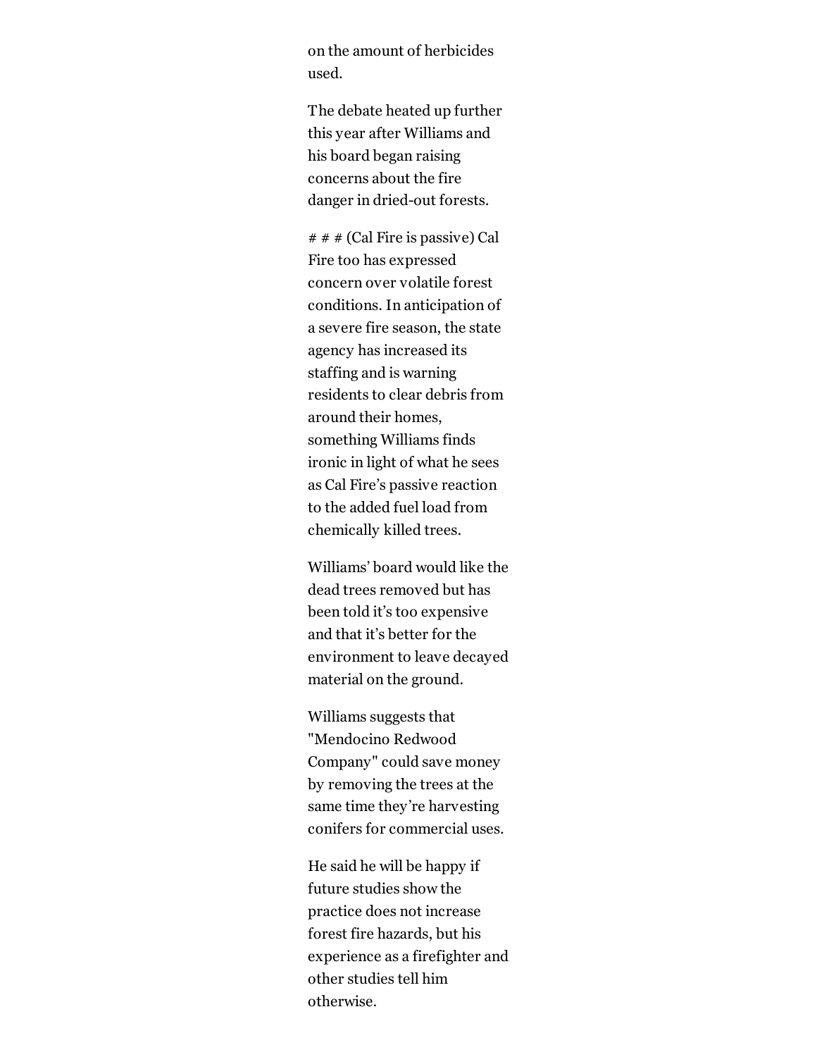on the amount of herbicides used.

The debate heated up further this year after Williams and his board began raising concerns about the fire danger in dried-out forests.

# # # (Cal Fire is passive) Cal Fire too has expressed concern over volatile forest conditions. In anticipation of a severe fire season, the state agency has increased its staffing and is warning residents to clear debris from around their homes, something Williams finds ironic in light of what he sees as Cal Fire's passive reaction to the added fuel load from chemically killed trees.

Williams' board would like the dead trees removed but has been told it's too expensive and that it's better for the environment to leave decayed material on the ground.

Williams suggests that "Mendocino Redwood Company" could save money by removing the trees at the same time they're harvesting conifers for commercial uses.

He said he will be happy if future studies show the practice does not increase forest fire hazards, but his experience as a firefighter and other studies tell him otherwise.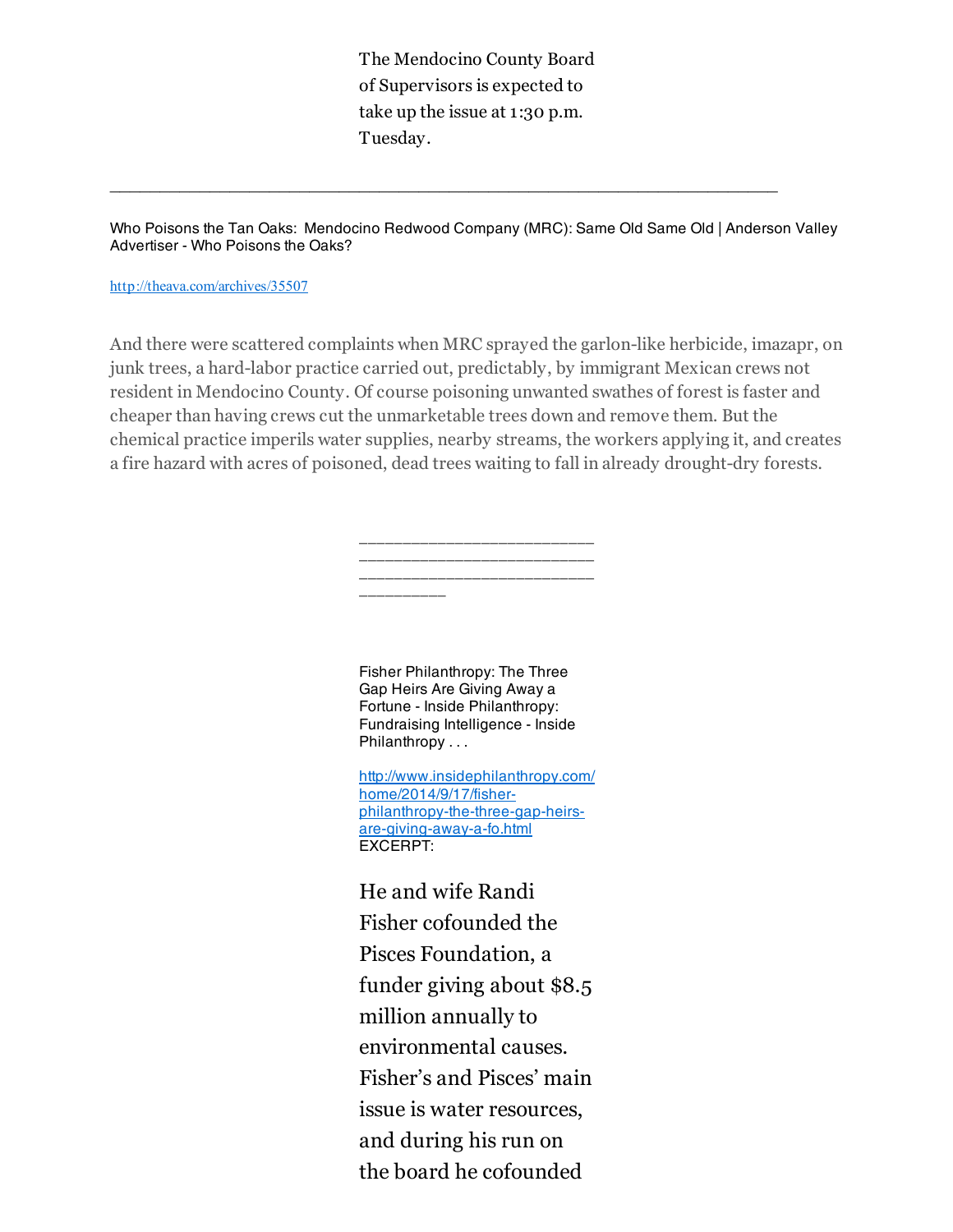The Mendocino County Board of Supervisors is expected to take up the issue at 1:30 p.m. Tuesday.

---

Who Poisons the Tan Oaks: Mendocino Redwood Company (MRC): Same Old Same Old | Anderson Valley Advertiser - Who Poisons the Oaks?

http://theava.com/archives/35507

And there were scattered complaints when MRC sprayed the garlon-like herbicide, imazapr, on junk trees, a hard-labor practice carried out, predictably, by immigrant Mexican crews not resident in Mendocino County. Of course poisoning unwanted swathes of forest is faster and cheaper than having crews cut the unmarketable trees down and remove them. But the chemical practice imperils water supplies, nearby streams, the workers applying it, and creates a fire hazard with acres of poisoned, dead trees waiting to fall in already drought-dry forests.

---

Fisher Philanthropy: The Three Gap Heirs Are Giving Away a Fortune - Inside Philanthropy: Fundraising Intelligence - Inside Philanthropy . . .

http://www.insidephilanthropy.com/home/2014/9/17/fisher-philanthropy-the-three-gap-heirs-are-giving-away-a-fo.html
EXCERPT:

He and wife Randi Fisher cofounded the Pisces Foundation, a funder giving about $8.5 million annually to environmental causes. Fisher's and Pisces' main issue is water resources, and during his run on the board he cofounded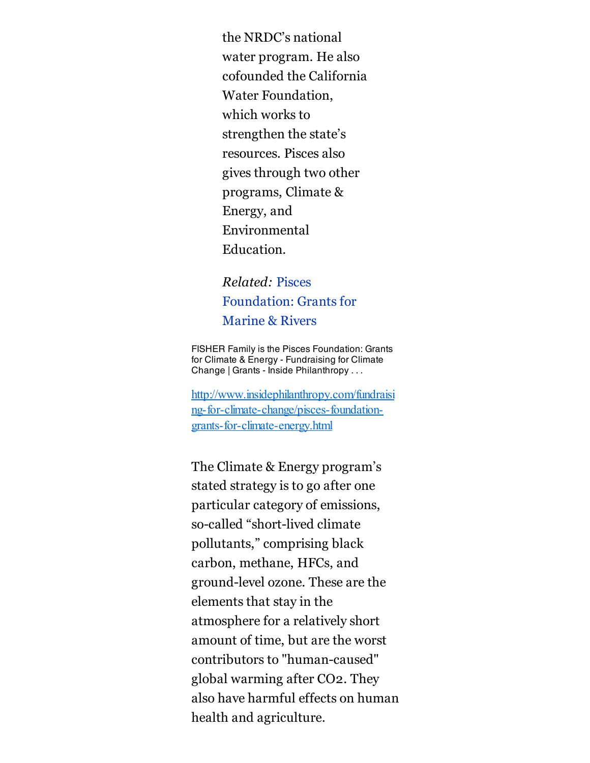the NRDC's national water program. He also cofounded the California Water Foundation, which works to strengthen the state's resources. Pisces also gives through two other programs, Climate & Energy, and Environmental Education.

*Related:* Pisces Foundation: Grants for Marine & Rivers

FISHER Family is the Pisces Foundation: Grants for Climate & Energy - Fundraising for Climate Change | Grants - Inside Philanthropy . . .

http://www.insidephilanthropy.com/fundraising-for-climate-change/pisces-foundation-grants-for-climate-energy.html

The Climate & Energy program's stated strategy is to go after one particular category of emissions, so-called "short-lived climate pollutants," comprising black carbon, methane, HFCs, and ground-level ozone. These are the elements that stay in the atmosphere for a relatively short amount of time, but are the worst contributors to "human-caused" global warming after $CO_2$. They also have harmful effects on human health and agriculture.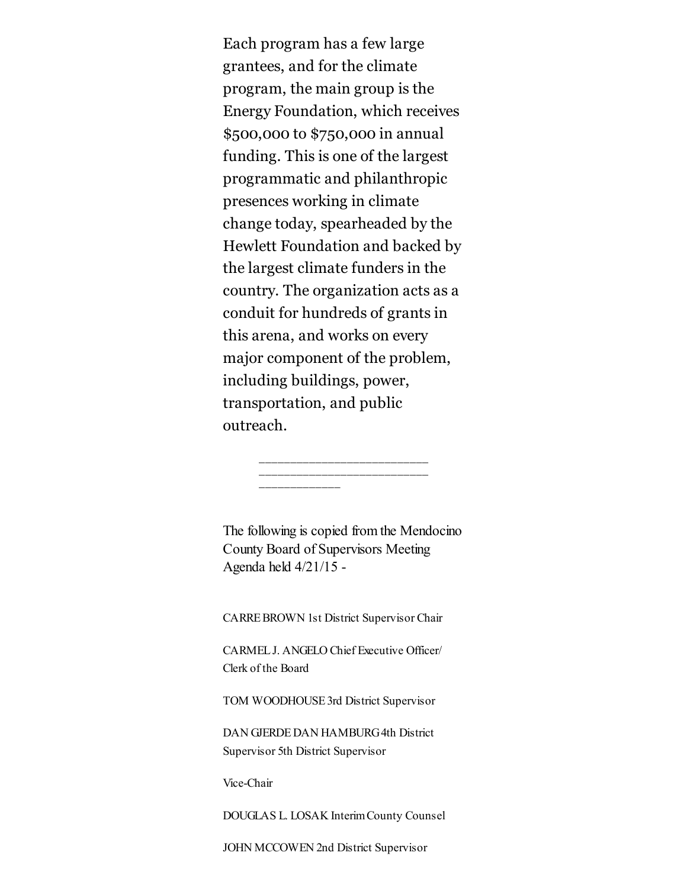Each program has a few large grantees, and for the climate program, the main group is the Energy Foundation, which receives $500,000 to $750,000 in annual funding. This is one of the largest programmatic and philanthropic presences working in climate change today, spearheaded by the Hewlett Foundation and backed by the largest climate funders in the country. The organization acts as a conduit for hundreds of grants in this arena, and works on every major component of the problem, including buildings, power, transportation, and public outreach.

________________________
________________________
____________

The following is copied from the Mendocino County Board of Supervisors Meeting Agenda held 4/21/15 -

CARRE BROWN 1st District Supervisor Chair

CARMEL J. ANGELO Chief Executive Officer/ Clerk of the Board

TOM WOODHOUSE 3rd District Supervisor

DAN GJERDE DAN HAMBURG 4th District Supervisor 5th District Supervisor

Vice-Chair

DOUGLAS L. LOSAK Interim County Counsel

JOHN MCCOWEN 2nd District Supervisor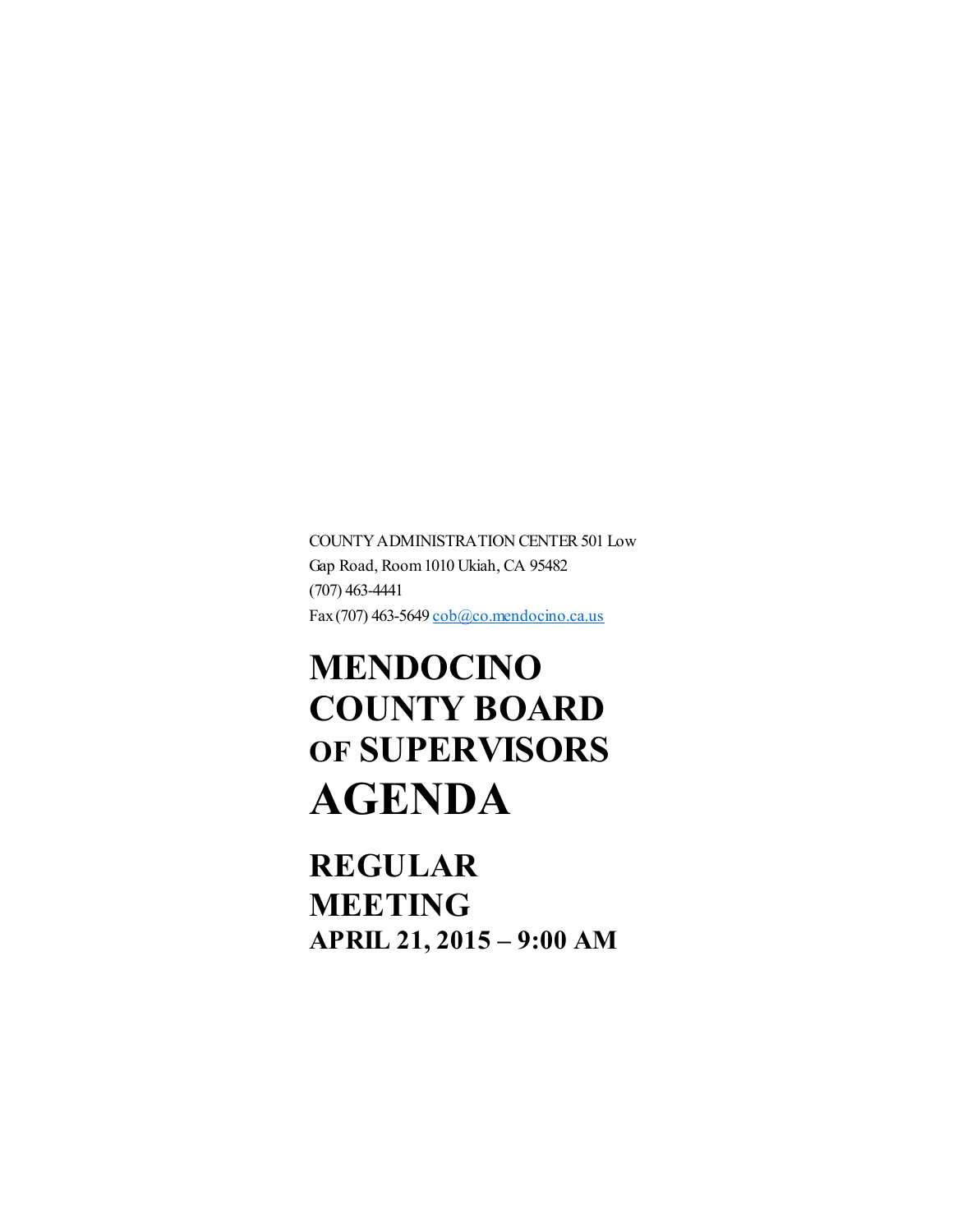COUNTY ADMINISTRATION CENTER 501 Low Gap Road, Room 1010 Ukiah, CA 95482
(707) 463-4441
Fax (707) 463-5649 cob@co.mendocino.ca.us

# MENDOCINO COUNTY BOARD OF SUPERVISORS AGENDA

## REGULAR MEETING

### APRIL 21, 2015 – 9:00 AM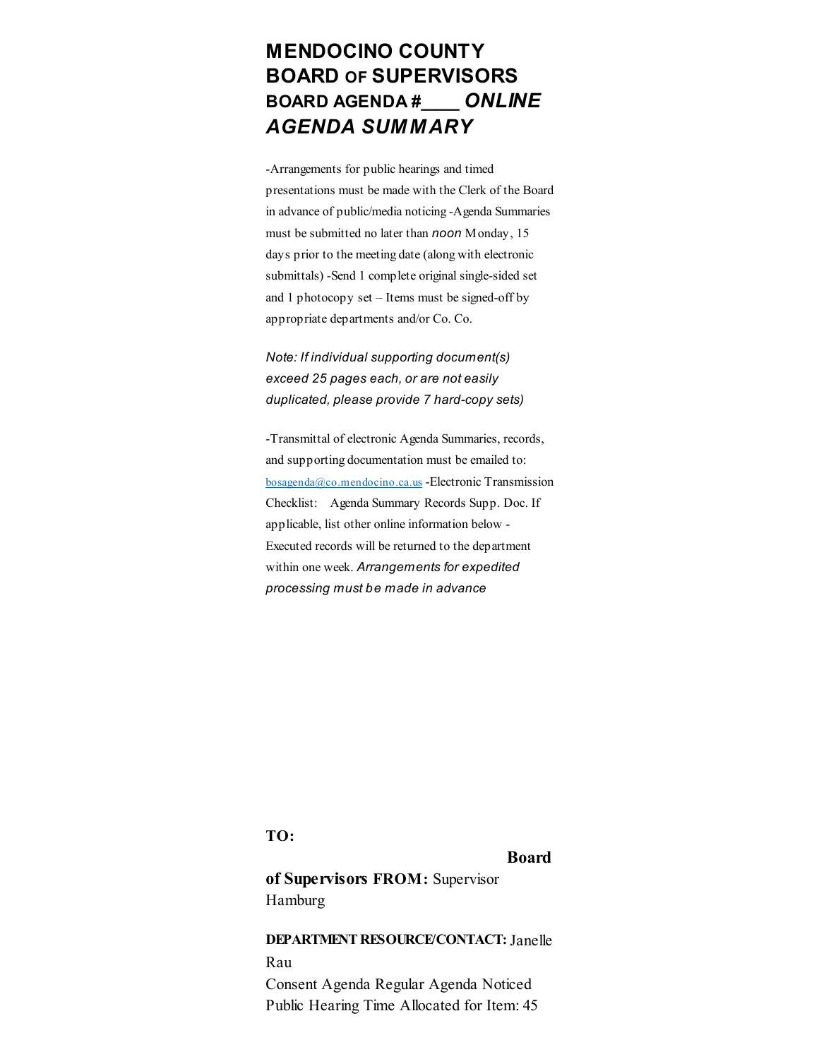# MENDOCINO COUNTY BOARD OF SUPERVISORS BOARD AGENDA #____ *ONLINE AGENDA SUMMARY*

-Arrangements for public hearings and timed presentations must be made with the Clerk of the Board in advance of public/media noticing -Agenda Summaries must be submitted no later than *noon* Monday, 15 days prior to the meeting date (along with electronic submittals) -Send 1 complete original single-sided set and 1 photocopy set – Items must be signed-off by appropriate departments and/or Co. Co.

*Note: If individual supporting document(s) exceed 25 pages each, or are not easily duplicated, please provide 7 hard-copy sets)*

-Transmittal of electronic Agenda Summaries, records, and supporting documentation must be emailed to: bosagenda@co.mendocino.ca.us -Electronic Transmission Checklist: Agenda Summary Records Supp. Doc. If applicable, list other online information below -Executed records will be returned to the department within one week. *Arrangements for expedited processing must be made in advance*

**TO:** **Board of Supervisors** **FROM:** Supervisor Hamburg

**DEPARTMENT RESOURCE/CONTACT:** Janelle Rau

Consent Agenda Regular Agenda Noticed Public Hearing Time Allocated for Item: 45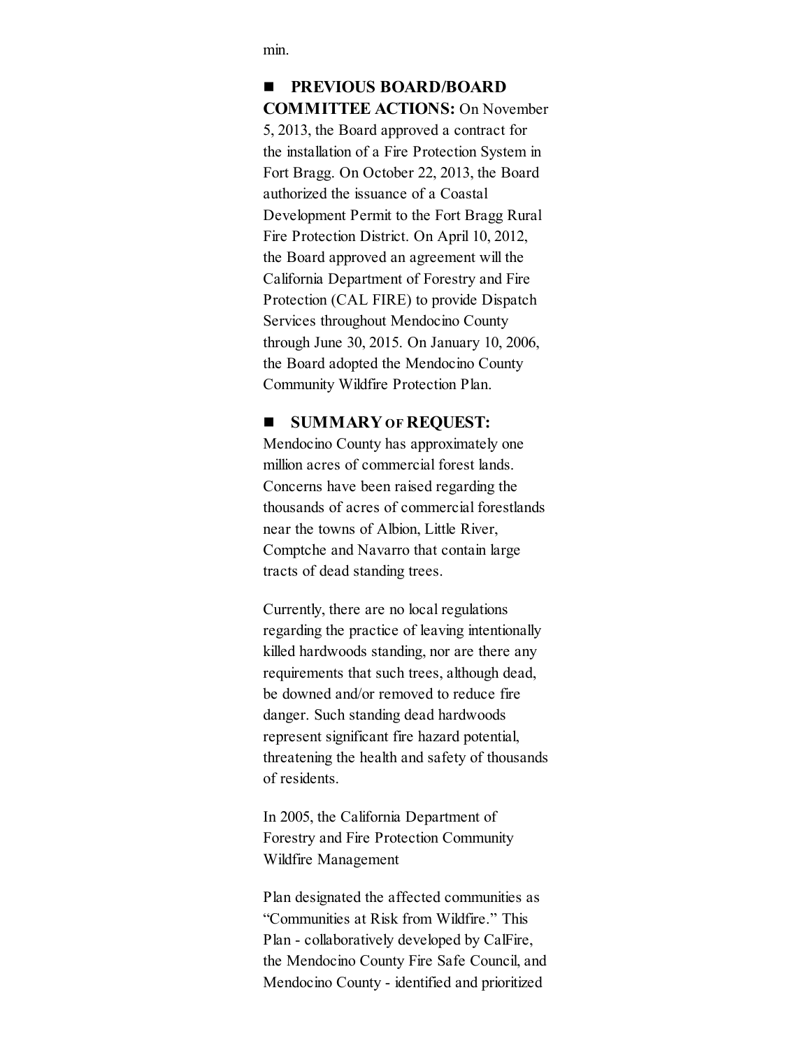min.

- **PREVIOUS BOARD/BOARD COMMITTEE ACTIONS:** On November 5, 2013, the Board approved a contract for the installation of a Fire Protection System in Fort Bragg. On October 22, 2013, the Board authorized the issuance of a Coastal Development Permit to the Fort Bragg Rural Fire Protection District. On April 10, 2012, the Board approved an agreement will the California Department of Forestry and Fire Protection (CAL FIRE) to provide Dispatch Services throughout Mendocino County through June 30, 2015. On January 10, 2006, the Board adopted the Mendocino County Community Wildfire Protection Plan.

- **SUMMARY OF REQUEST:** Mendocino County has approximately one million acres of commercial forest lands. Concerns have been raised regarding the thousands of acres of commercial forestlands near the towns of Albion, Little River, Comptche and Navarro that contain large tracts of dead standing trees.

Currently, there are no local regulations regarding the practice of leaving intentionally killed hardwoods standing, nor are there any requirements that such trees, although dead, be downed and/or removed to reduce fire danger. Such standing dead hardwoods represent significant fire hazard potential, threatening the health and safety of thousands of residents.

In 2005, the California Department of Forestry and Fire Protection Community Wildfire Management

Plan designated the affected communities as "Communities at Risk from Wildfire." This Plan - collaboratively developed by CalFire, the Mendocino County Fire Safe Council, and Mendocino County - identified and prioritized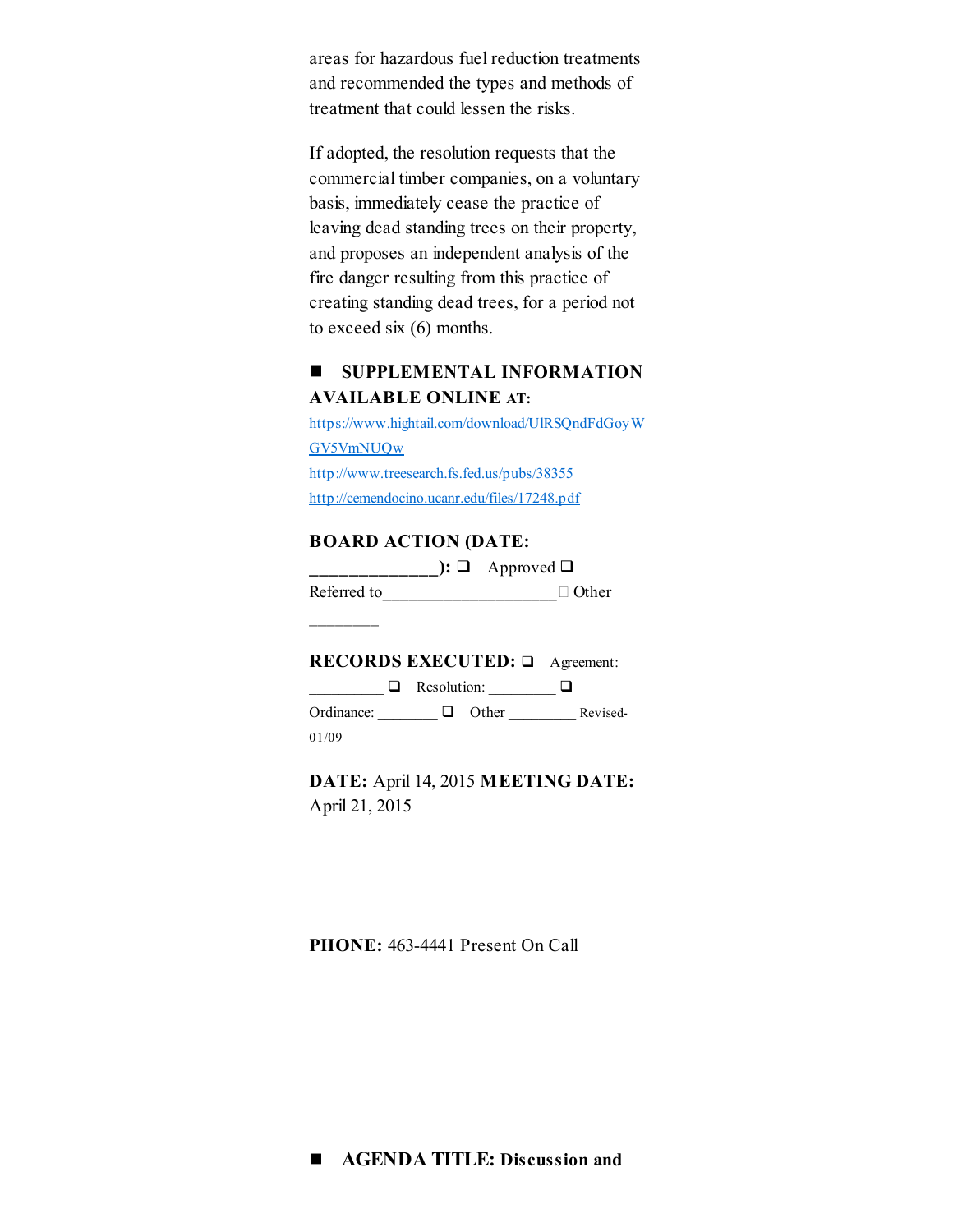areas for hazardous fuel reduction treatments and recommended the types and methods of treatment that could lessen the risks.

If adopted, the resolution requests that the commercial timber companies, on a voluntary basis, immediately cease the practice of leaving dead standing trees on their property, and proposes an independent analysis of the fire danger resulting from this practice of creating standing dead trees, for a period not to exceed six (6) months.

■ **SUPPLEMENTAL INFORMATION AVAILABLE ONLINE AT:**

https://www.hightail.com/download/UlRSQndFdGoyWGV5VmNUQw

http://www.treesearch.fs.fed.us/pubs/38355

http://cemendocino.ucanr.edu/files/17248.pdf

**BOARD ACTION (DATE: _____________):** ❑ Approved ❑ Referred to____________________ ☐ Other ________

**RECORDS EXECUTED:** ❑ Agreement: _________ ❑ Resolution: ________ ❑ Ordinance: ________ ❑ Other ________ Revised-01/09

**DATE:** April 14, 2015 **MEETING DATE:** April 21, 2015

**PHONE:** 463-4441 Present On Call

■ **AGENDA TITLE: Discussion and**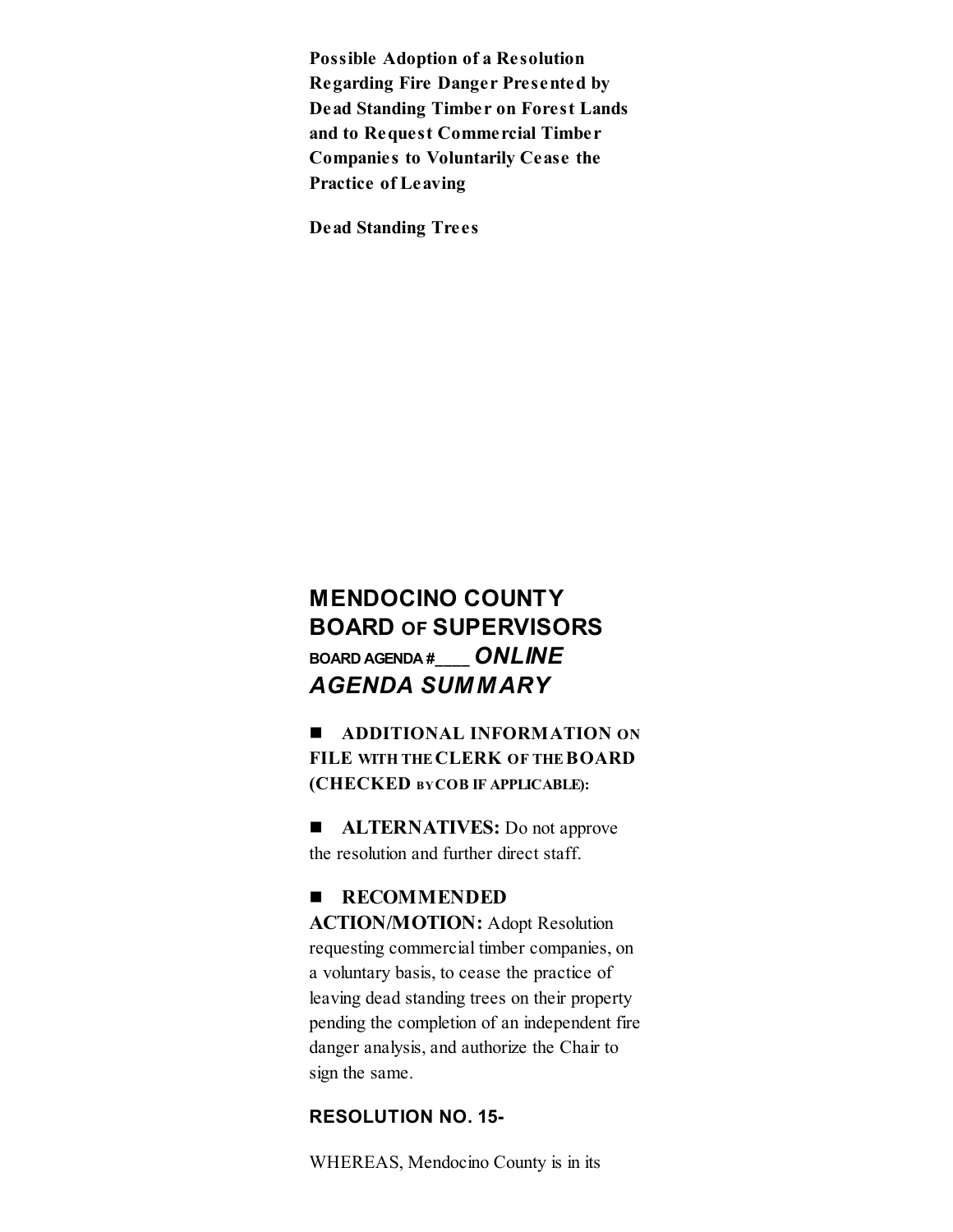**Possible Adoption of a Resolution Regarding Fire Danger Presented by Dead Standing Timber on Forest Lands and to Request Commercial Timber Companies to Voluntarily Cease the Practice of Leaving**

**Dead Standing Trees**

## MENDOCINO COUNTY BOARD OF SUPERVISORS

BOARD AGENDA #____ ***ONLINE AGENDA SUMMARY***

- **ADDITIONAL INFORMATION ON FILE WITH THE CLERK OF THE BOARD (CHECKED BY COB IF APPLICABLE):**

- **ALTERNATIVES:** Do not approve the resolution and further direct staff.

- **RECOMMENDED ACTION/MOTION:** Adopt Resolution requesting commercial timber companies, on a voluntary basis, to cease the practice of leaving dead standing trees on their property pending the completion of an independent fire danger analysis, and authorize the Chair to sign the same.

**RESOLUTION NO. 15-**

WHEREAS, Mendocino County is in its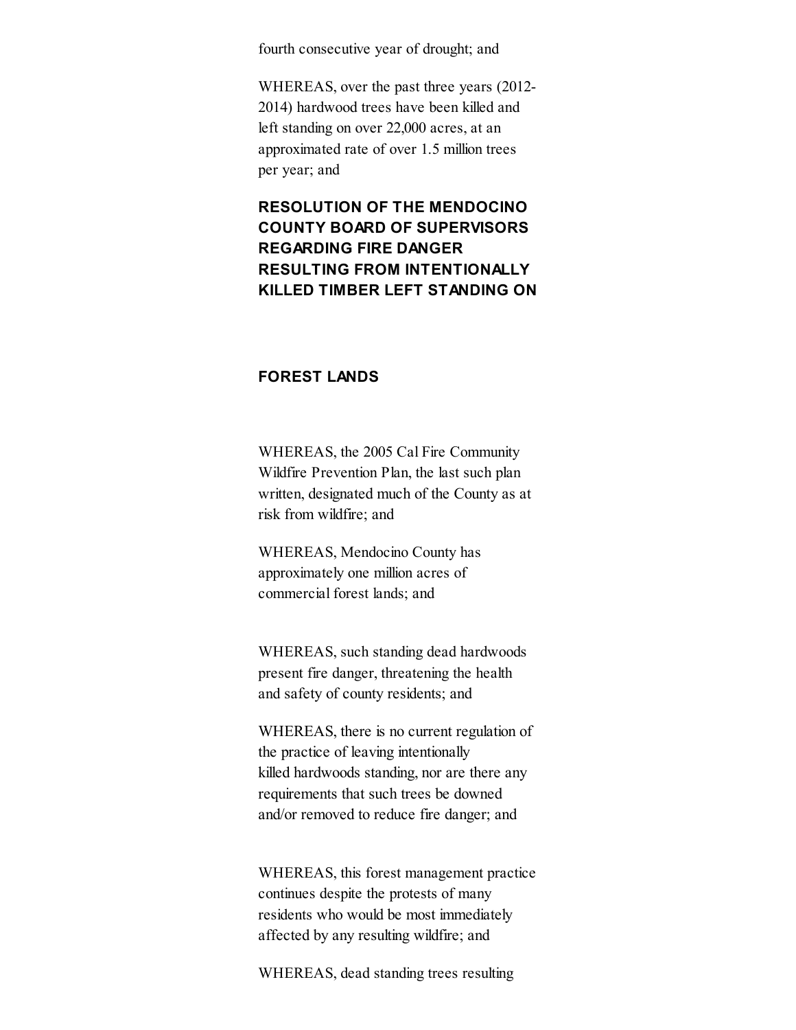fourth consecutive year of drought; and

WHEREAS, over the past three years (2012-2014) hardwood trees have been killed and left standing on over 22,000 acres, at an approximated rate of over 1.5 million trees per year; and

**RESOLUTION OF THE MENDOCINO COUNTY BOARD OF SUPERVISORS REGARDING FIRE DANGER RESULTING FROM INTENTIONALLY KILLED TIMBER LEFT STANDING ON**

**FOREST LANDS**

WHEREAS, the 2005 Cal Fire Community Wildfire Prevention Plan, the last such plan written, designated much of the County as at risk from wildfire; and

WHEREAS, Mendocino County has approximately one million acres of commercial forest lands; and

WHEREAS, such standing dead hardwoods present fire danger, threatening the health and safety of county residents; and

WHEREAS, there is no current regulation of the practice of leaving intentionally killed hardwoods standing, nor are there any requirements that such trees be downed and/or removed to reduce fire danger; and

WHEREAS, this forest management practice continues despite the protests of many residents who would be most immediately affected by any resulting wildfire; and

WHEREAS, dead standing trees resulting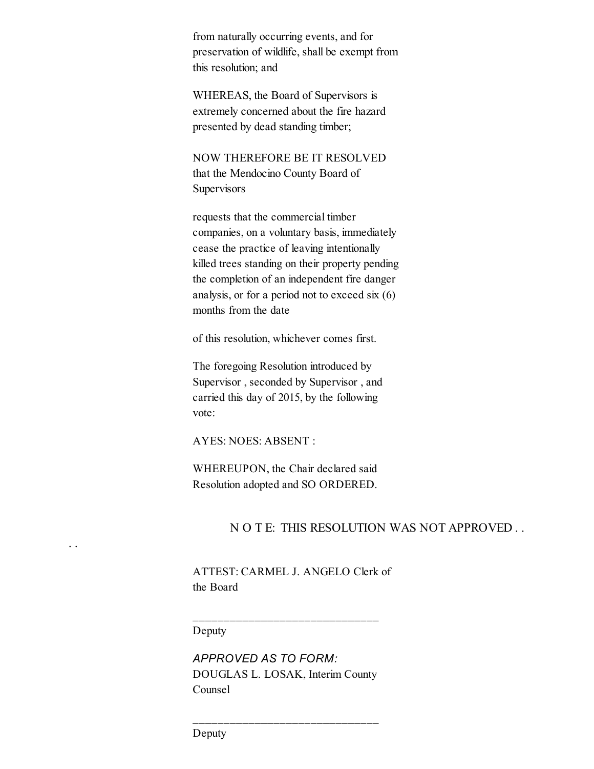from naturally occurring events, and for preservation of wildlife, shall be exempt from this resolution; and

WHEREAS, the Board of Supervisors is extremely concerned about the fire hazard presented by dead standing timber;

NOW THEREFORE BE IT RESOLVED that the Mendocino County Board of Supervisors

requests that the commercial timber companies, on a voluntary basis, immediately cease the practice of leaving intentionally killed trees standing on their property pending the completion of an independent fire danger analysis, or for a period not to exceed six (6) months from the date

of this resolution, whichever comes first.

The foregoing Resolution introduced by Supervisor , seconded by Supervisor , and carried this day of 2015, by the following vote:

AYES: NOES: ABSENT :

WHEREUPON, the Chair declared said Resolution adopted and SO ORDERED.

N O T E: THIS RESOLUTION WAS NOT APPROVED . . . .

ATTEST: CARMEL J. ANGELO Clerk of the Board

\_\_\_\_\_\_\_\_\_\_\_\_\_\_\_\_\_\_\_\_\_\_\_\_\_\_\_\_\_\_\_
Deputy

*APPROVED AS TO FORM:*
DOUGLAS L. LOSAK, Interim County Counsel

\_\_\_\_\_\_\_\_\_\_\_\_\_\_\_\_\_\_\_\_\_\_\_\_\_\_\_\_\_\_\_
Deputy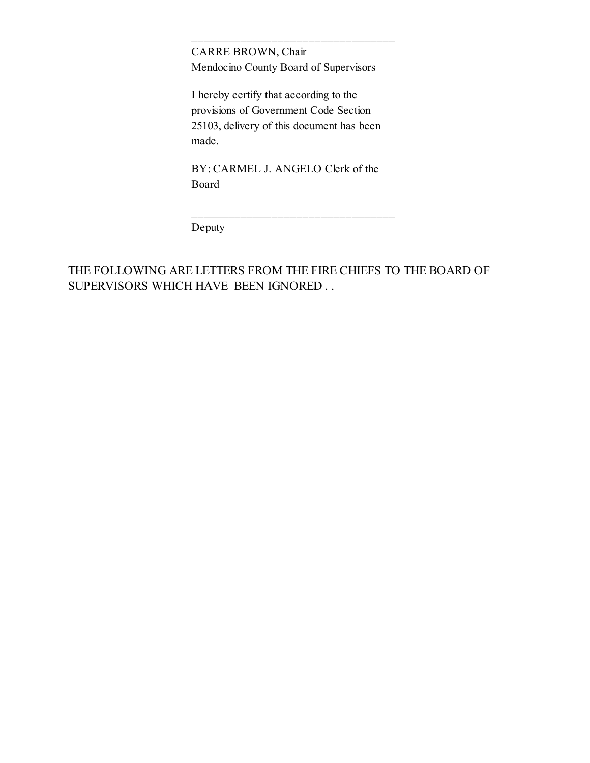\_\_\_\_\_\_\_\_\_\_\_\_\_\_\_\_\_\_\_\_\_\_\_\_\_\_\_\_\_\_\_\_\_\_

CARRE BROWN, Chair
Mendocino County Board of Supervisors

I hereby certify that according to the provisions of Government Code Section 25103, delivery of this document has been made.

BY: CARMEL J. ANGELO Clerk of the Board

\_\_\_\_\_\_\_\_\_\_\_\_\_\_\_\_\_\_\_\_\_\_\_\_\_\_\_\_\_\_\_\_\_\_

Deputy

THE FOLLOWING ARE LETTERS FROM THE FIRE CHIEFS TO THE BOARD OF SUPERVISORS WHICH HAVE BEEN IGNORED . .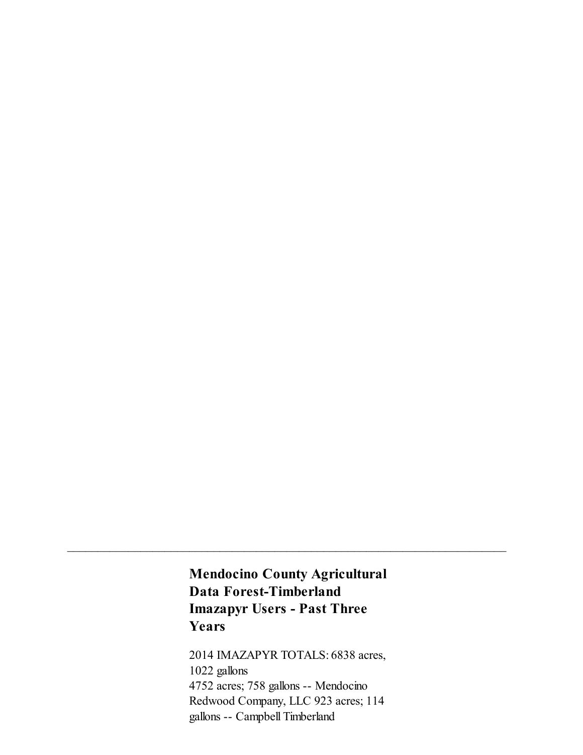---

## Mendocino County Agricultural Data Forest-Timberland Imazapyr Users - Past Three Years

2014 IMAZAPYR TOTALS: 6838 acres, 1022 gallons
4752 acres; 758 gallons -- Mendocino Redwood Company, LLC 923 acres; 114 gallons -- Campbell Timberland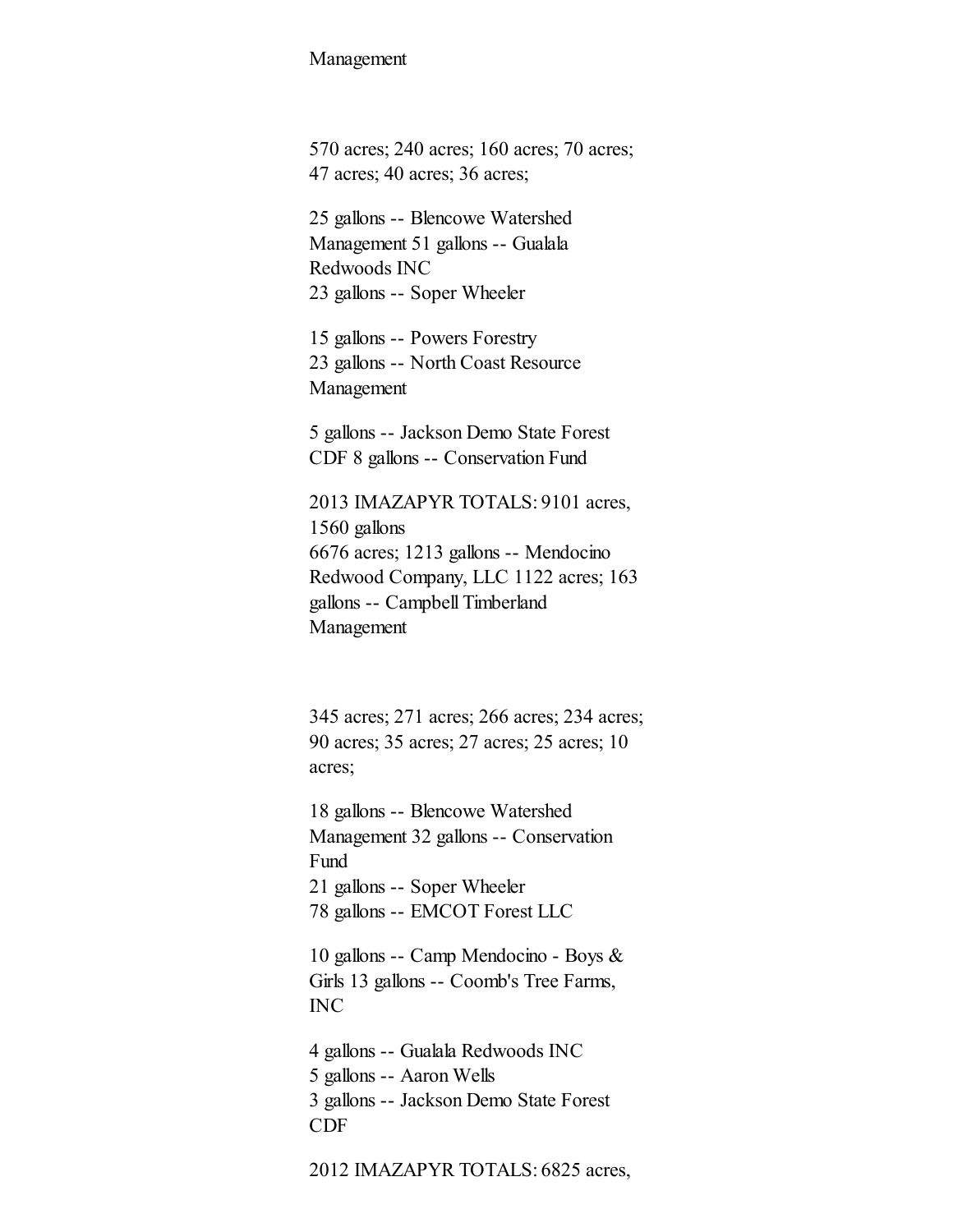Management

570 acres; 240 acres; 160 acres; 70 acres; 47 acres; 40 acres; 36 acres;

25 gallons -- Blencowe Watershed Management 51 gallons -- Gualala Redwoods INC
23 gallons -- Soper Wheeler

15 gallons -- Powers Forestry
23 gallons -- North Coast Resource Management

5 gallons -- Jackson Demo State Forest CDF 8 gallons -- Conservation Fund

2013 IMAZAPYR TOTALS: 9101 acres, 1560 gallons
6676 acres; 1213 gallons -- Mendocino Redwood Company, LLC 1122 acres; 163 gallons -- Campbell Timberland Management

345 acres; 271 acres; 266 acres; 234 acres; 90 acres; 35 acres; 27 acres; 25 acres; 10 acres;

18 gallons -- Blencowe Watershed Management 32 gallons -- Conservation Fund
21 gallons -- Soper Wheeler
78 gallons -- EMCOT Forest LLC

10 gallons -- Camp Mendocino - Boys & Girls 13 gallons -- Coomb's Tree Farms, INC

4 gallons -- Gualala Redwoods INC
5 gallons -- Aaron Wells
3 gallons -- Jackson Demo State Forest CDF

2012 IMAZAPYR TOTALS: 6825 acres,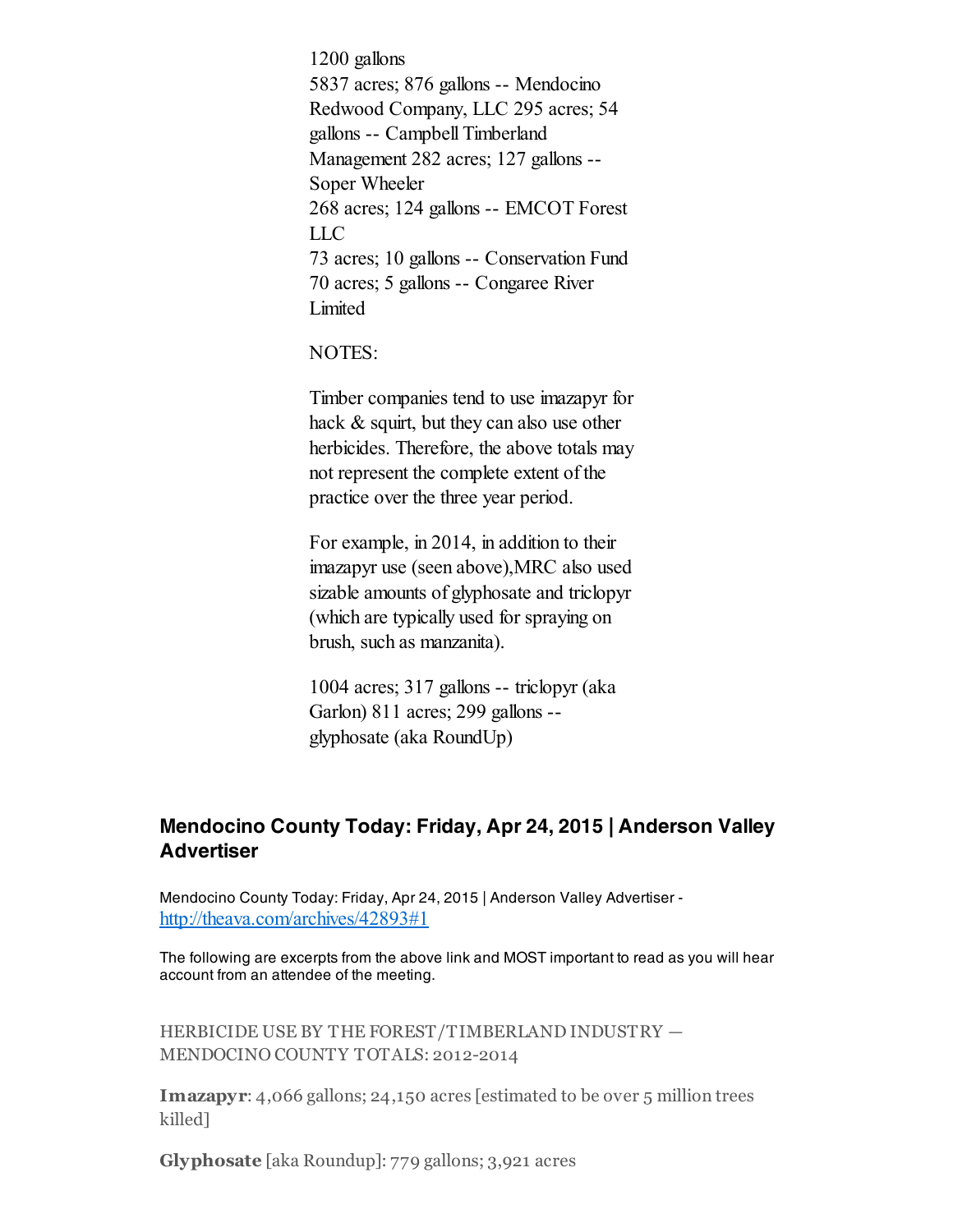1200 gallons
5837 acres; 876 gallons -- Mendocino Redwood Company, LLC 295 acres; 54 gallons -- Campbell Timberland Management 282 acres; 127 gallons -- Soper Wheeler
268 acres; 124 gallons -- EMCOT Forest LLC
73 acres; 10 gallons -- Conservation Fund
70 acres; 5 gallons -- Congaree River Limited

NOTES:

Timber companies tend to use imazapyr for hack & squirt, but they can also use other herbicides. Therefore, the above totals may not represent the complete extent of the practice over the three year period.

For example, in 2014, in addition to their imazapyr use (seen above),MRC also used sizable amounts of glyphosate and triclopyr (which are typically used for spraying on brush, such as manzanita).

1004 acres; 317 gallons -- triclopyr (aka Garlon) 811 acres; 299 gallons -- glyphosate (aka RoundUp)

## Mendocino County Today: Friday, Apr 24, 2015 | Anderson Valley Advertiser

Mendocino County Today: Friday, Apr 24, 2015 | Anderson Valley Advertiser - http://theava.com/archives/42893#1

The following are excerpts from the above link and MOST important to read as you will hear account from an attendee of the meeting.

HERBICIDE USE BY THE FOREST/TIMBERLAND INDUSTRY — MENDOCINO COUNTY TOTALS: 2012-2014

**Imazapyr**: 4,066 gallons; 24,150 acres [estimated to be over 5 million trees killed]

**Glyphosate** [aka Roundup]: 779 gallons; 3,921 acres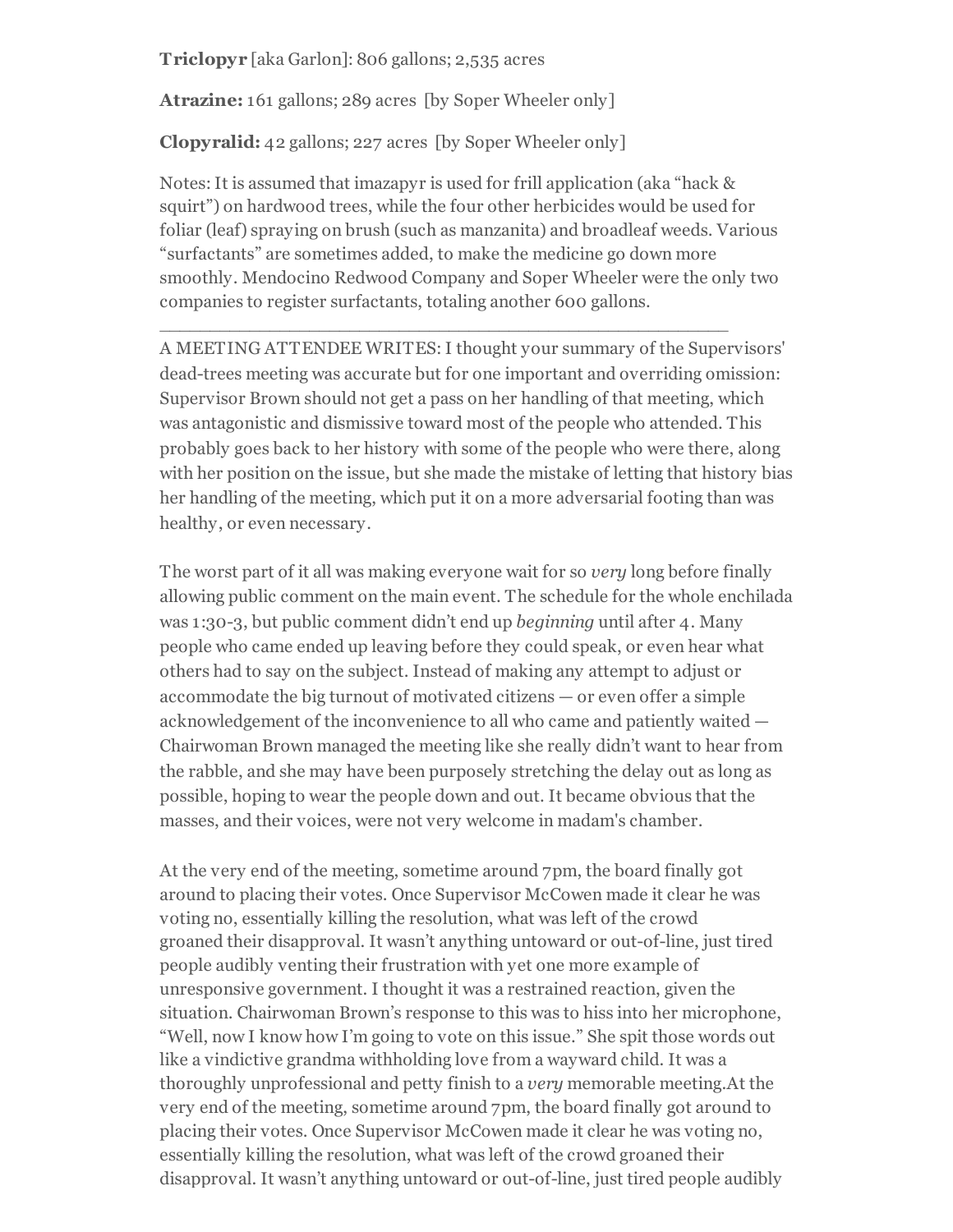**Triclopyr** [aka Garlon]: 806 gallons; 2,535 acres

**Atrazine:** 161 gallons; 289 acres [by Soper Wheeler only]

**Clopyralid:** 42 gallons; 227 acres [by Soper Wheeler only]

Notes: It is assumed that imazapyr is used for frill application (aka "hack & squirt") on hardwood trees, while the four other herbicides would be used for foliar (leaf) spraying on brush (such as manzanita) and broadleaf weeds. Various "surfactants" are sometimes added, to make the medicine go down more smoothly. Mendocino Redwood Company and Soper Wheeler were the only two companies to register surfactants, totaling another 600 gallons.

---

A MEETING ATTENDEE WRITES: I thought your summary of the Supervisors' dead-trees meeting was accurate but for one important and overriding omission: Supervisor Brown should not get a pass on her handling of that meeting, which was antagonistic and dismissive toward most of the people who attended. This probably goes back to her history with some of the people who were there, along with her position on the issue, but she made the mistake of letting that history bias her handling of the meeting, which put it on a more adversarial footing than was healthy, or even necessary.

The worst part of it all was making everyone wait for so *very* long before finally allowing public comment on the main event. The schedule for the whole enchilada was 1:30-3, but public comment didn't end up *beginning* until after 4. Many people who came ended up leaving before they could speak, or even hear what others had to say on the subject. Instead of making any attempt to adjust or accommodate the big turnout of motivated citizens — or even offer a simple acknowledgement of the inconvenience to all who came and patiently waited — Chairwoman Brown managed the meeting like she really didn't want to hear from the rabble, and she may have been purposely stretching the delay out as long as possible, hoping to wear the people down and out. It became obvious that the masses, and their voices, were not very welcome in madam's chamber.

At the very end of the meeting, sometime around 7pm, the board finally got around to placing their votes. Once Supervisor McCowen made it clear he was voting no, essentially killing the resolution, what was left of the crowd groaned their disapproval. It wasn't anything untoward or out-of-line, just tired people audibly venting their frustration with yet one more example of unresponsive government. I thought it was a restrained reaction, given the situation. Chairwoman Brown's response to this was to hiss into her microphone, "Well, now I know how I'm going to vote on this issue." She spit those words out like a vindictive grandma withholding love from a wayward child. It was a thoroughly unprofessional and petty finish to a *very* memorable meeting.At the very end of the meeting, sometime around 7pm, the board finally got around to placing their votes. Once Supervisor McCowen made it clear he was voting no, essentially killing the resolution, what was left of the crowd groaned their disapproval. It wasn't anything untoward or out-of-line, just tired people audibly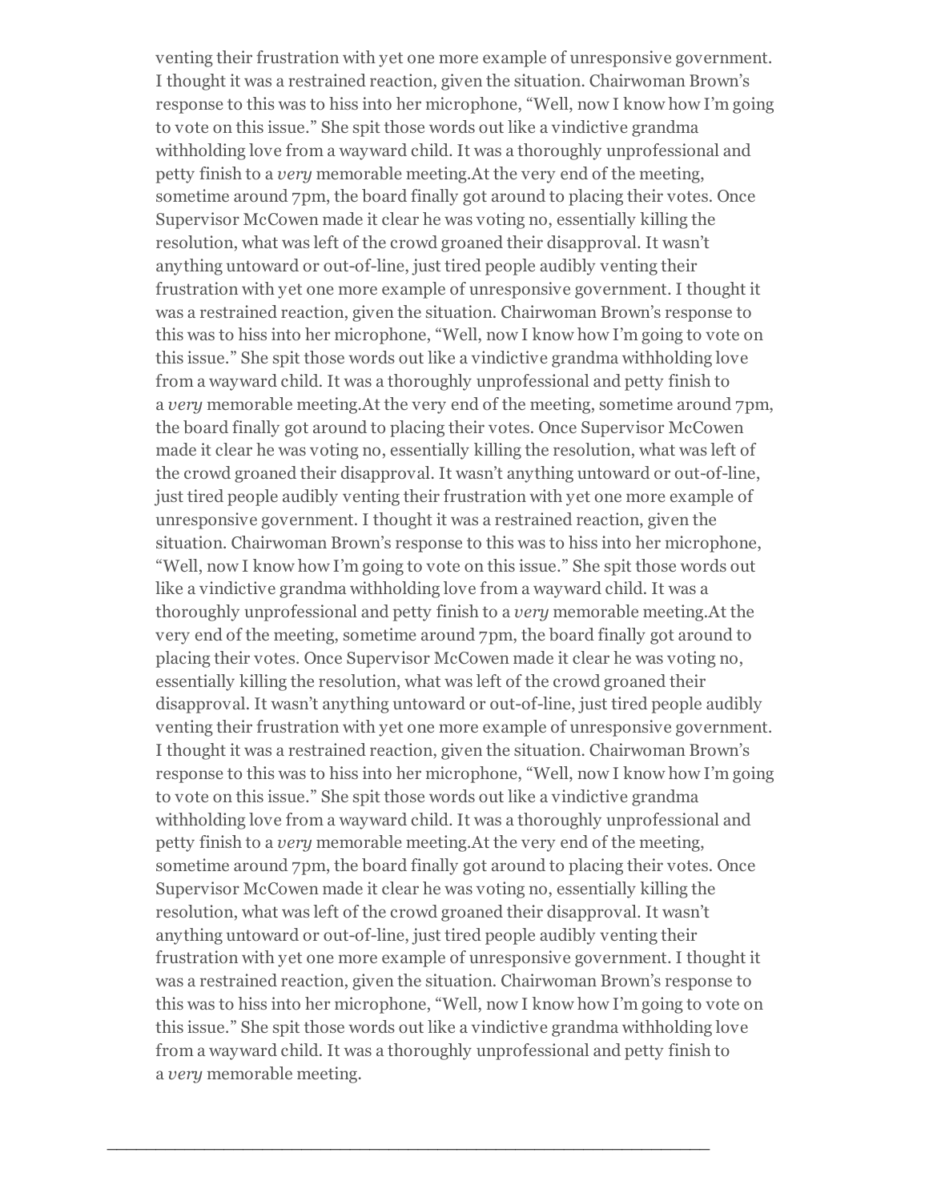venting their frustration with yet one more example of unresponsive government. I thought it was a restrained reaction, given the situation. Chairwoman Brown's response to this was to hiss into her microphone, "Well, now I know how I'm going to vote on this issue." She spit those words out like a vindictive grandma withholding love from a wayward child. It was a thoroughly unprofessional and petty finish to a *very* memorable meeting.At the very end of the meeting, sometime around 7pm, the board finally got around to placing their votes. Once Supervisor McCowen made it clear he was voting no, essentially killing the resolution, what was left of the crowd groaned their disapproval. It wasn't anything untoward or out-of-line, just tired people audibly venting their frustration with yet one more example of unresponsive government. I thought it was a restrained reaction, given the situation. Chairwoman Brown's response to this was to hiss into her microphone, "Well, now I know how I'm going to vote on this issue." She spit those words out like a vindictive grandma withholding love from a wayward child. It was a thoroughly unprofessional and petty finish to a *very* memorable meeting.At the very end of the meeting, sometime around 7pm, the board finally got around to placing their votes. Once Supervisor McCowen made it clear he was voting no, essentially killing the resolution, what was left of the crowd groaned their disapproval. It wasn't anything untoward or out-of-line, just tired people audibly venting their frustration with yet one more example of unresponsive government. I thought it was a restrained reaction, given the situation. Chairwoman Brown's response to this was to hiss into her microphone, "Well, now I know how I'm going to vote on this issue." She spit those words out like a vindictive grandma withholding love from a wayward child. It was a thoroughly unprofessional and petty finish to a *very* memorable meeting.At the very end of the meeting, sometime around 7pm, the board finally got around to placing their votes. Once Supervisor McCowen made it clear he was voting no, essentially killing the resolution, what was left of the crowd groaned their disapproval. It wasn't anything untoward or out-of-line, just tired people audibly venting their frustration with yet one more example of unresponsive government. I thought it was a restrained reaction, given the situation. Chairwoman Brown's response to this was to hiss into her microphone, "Well, now I know how I'm going to vote on this issue." She spit those words out like a vindictive grandma withholding love from a wayward child. It was a thoroughly unprofessional and petty finish to a *very* memorable meeting.At the very end of the meeting, sometime around 7pm, the board finally got around to placing their votes. Once Supervisor McCowen made it clear he was voting no, essentially killing the resolution, what was left of the crowd groaned their disapproval. It wasn't anything untoward or out-of-line, just tired people audibly venting their frustration with yet one more example of unresponsive government. I thought it was a restrained reaction, given the situation. Chairwoman Brown's response to this was to hiss into her microphone, "Well, now I know how I'm going to vote on this issue." She spit those words out like a vindictive grandma withholding love from a wayward child. It was a thoroughly unprofessional and petty finish to a *very* memorable meeting.

---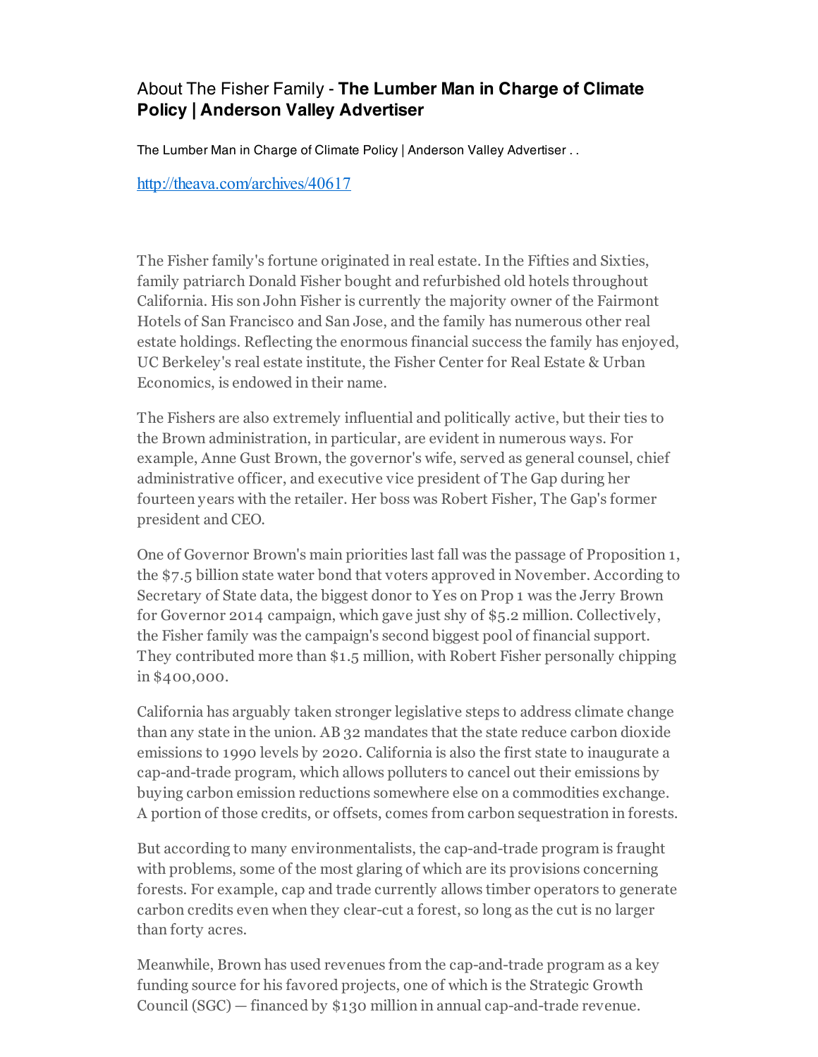## About The Fisher Family - **The Lumber Man in Charge of Climate Policy | Anderson Valley Advertiser**

The Lumber Man in Charge of Climate Policy | Anderson Valley Advertiser . .

http://theava.com/archives/40617

The Fisher family's fortune originated in real estate. In the Fifties and Sixties, family patriarch Donald Fisher bought and refurbished old hotels throughout California. His son John Fisher is currently the majority owner of the Fairmont Hotels of San Francisco and San Jose, and the family has numerous other real estate holdings. Reflecting the enormous financial success the family has enjoyed, UC Berkeley's real estate institute, the Fisher Center for Real Estate & Urban Economics, is endowed in their name.

The Fishers are also extremely influential and politically active, but their ties to the Brown administration, in particular, are evident in numerous ways. For example, Anne Gust Brown, the governor's wife, served as general counsel, chief administrative officer, and executive vice president of The Gap during her fourteen years with the retailer. Her boss was Robert Fisher, The Gap's former president and CEO.

One of Governor Brown's main priorities last fall was the passage of Proposition 1, the $7.5 billion state water bond that voters approved in November. According to Secretary of State data, the biggest donor to Yes on Prop 1 was the Jerry Brown for Governor 2014 campaign, which gave just shy of $5.2 million. Collectively, the Fisher family was the campaign's second biggest pool of financial support. They contributed more than $1.5 million, with Robert Fisher personally chipping in $400,000.

California has arguably taken stronger legislative steps to address climate change than any state in the union. AB 32 mandates that the state reduce carbon dioxide emissions to 1990 levels by 2020. California is also the first state to inaugurate a cap-and-trade program, which allows polluters to cancel out their emissions by buying carbon emission reductions somewhere else on a commodities exchange. A portion of those credits, or offsets, comes from carbon sequestration in forests.

But according to many environmentalists, the cap-and-trade program is fraught with problems, some of the most glaring of which are its provisions concerning forests. For example, cap and trade currently allows timber operators to generate carbon credits even when they clear-cut a forest, so long as the cut is no larger than forty acres.

Meanwhile, Brown has used revenues from the cap-and-trade program as a key funding source for his favored projects, one of which is the Strategic Growth Council (SGC) — financed by $130 million in annual cap-and-trade revenue.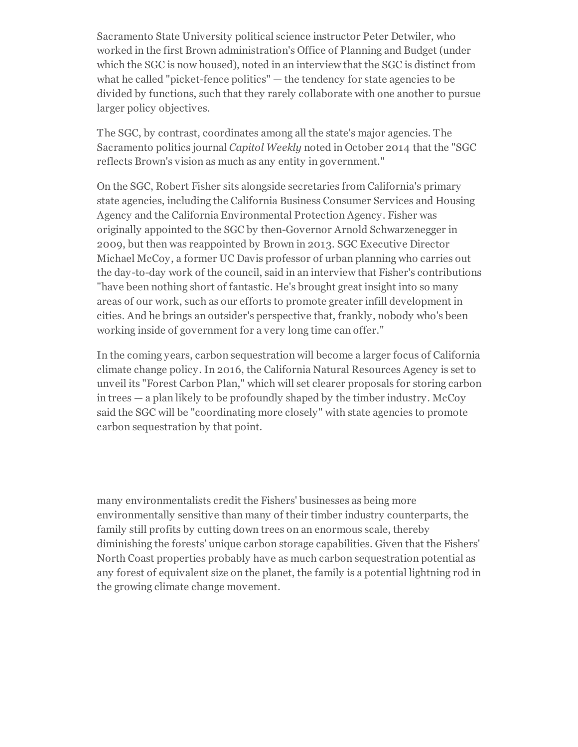Sacramento State University political science instructor Peter Detwiler, who worked in the first Brown administration's Office of Planning and Budget (under which the SGC is now housed), noted in an interview that the SGC is distinct from what he called "picket-fence politics" — the tendency for state agencies to be divided by functions, such that they rarely collaborate with one another to pursue larger policy objectives.

The SGC, by contrast, coordinates among all the state's major agencies. The Sacramento politics journal *Capitol Weekly* noted in October 2014 that the "SGC reflects Brown's vision as much as any entity in government."

On the SGC, Robert Fisher sits alongside secretaries from California's primary state agencies, including the California Business Consumer Services and Housing Agency and the California Environmental Protection Agency. Fisher was originally appointed to the SGC by then-Governor Arnold Schwarzenegger in 2009, but then was reappointed by Brown in 2013. SGC Executive Director Michael McCoy, a former UC Davis professor of urban planning who carries out the day-to-day work of the council, said in an interview that Fisher's contributions "have been nothing short of fantastic. He's brought great insight into so many areas of our work, such as our efforts to promote greater infill development in cities. And he brings an outsider's perspective that, frankly, nobody who's been working inside of government for a very long time can offer."

In the coming years, carbon sequestration will become a larger focus of California climate change policy. In 2016, the California Natural Resources Agency is set to unveil its "Forest Carbon Plan," which will set clearer proposals for storing carbon in trees — a plan likely to be profoundly shaped by the timber industry. McCoy said the SGC will be "coordinating more closely" with state agencies to promote carbon sequestration by that point.

many environmentalists credit the Fishers' businesses as being more environmentally sensitive than many of their timber industry counterparts, the family still profits by cutting down trees on an enormous scale, thereby diminishing the forests' unique carbon storage capabilities. Given that the Fishers' North Coast properties probably have as much carbon sequestration potential as any forest of equivalent size on the planet, the family is a potential lightning rod in the growing climate change movement.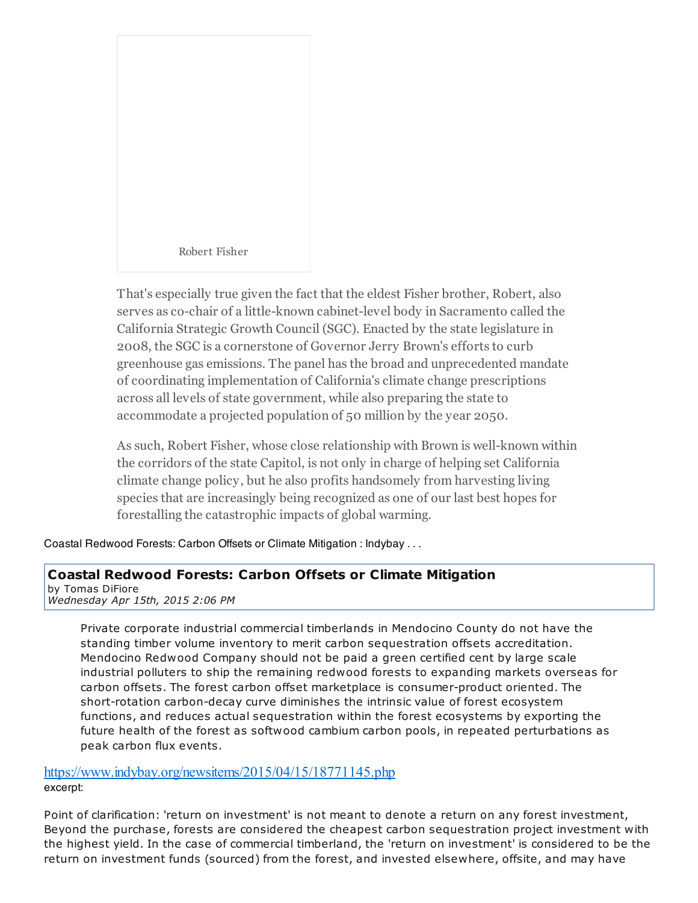Robert Fisher

That's especially true given the fact that the eldest Fisher brother, Robert, also serves as co-chair of a little-known cabinet-level body in Sacramento called the California Strategic Growth Council (SGC). Enacted by the state legislature in 2008, the SGC is a cornerstone of Governor Jerry Brown's efforts to curb greenhouse gas emissions. The panel has the broad and unprecedented mandate of coordinating implementation of California's climate change prescriptions across all levels of state government, while also preparing the state to accommodate a projected population of 50 million by the year 2050.

As such, Robert Fisher, whose close relationship with Brown is well-known within the corridors of the state Capitol, is not only in charge of helping set California climate change policy, but he also profits handsomely from harvesting living species that are increasingly being recognized as one of our last best hopes for forestalling the catastrophic impacts of global warming.

Coastal Redwood Forests: Carbon Offsets or Climate Mitigation : Indybay . . .

**Coastal Redwood Forests: Carbon Offsets or Climate Mitigation**
by Tomas DiFiore
*Wednesday Apr 15th, 2015 2:06 PM*

Private corporate industrial commercial timberlands in Mendocino County do not have the standing timber volume inventory to merit carbon sequestration offsets accreditation. Mendocino Redwood Company should not be paid a green certified cent by large scale industrial polluters to ship the remaining redwood forests to expanding markets overseas for carbon offsets. The forest carbon offset marketplace is consumer-product oriented. The short-rotation carbon-decay curve diminishes the intrinsic value of forest ecosystem functions, and reduces actual sequestration within the forest ecosystems by exporting the future health of the forest as softwood cambium carbon pools, in repeated perturbations as peak carbon flux events.

https://www.indybay.org/newsitems/2015/04/15/18771145.php
excerpt:

Point of clarification: 'return on investment' is not meant to denote a return on any forest investment, Beyond the purchase, forests are considered the cheapest carbon sequestration project investment with the highest yield. In the case of commercial timberland, the 'return on investment' is considered to be the return on investment funds (sourced) from the forest, and invested elsewhere, offsite, and may have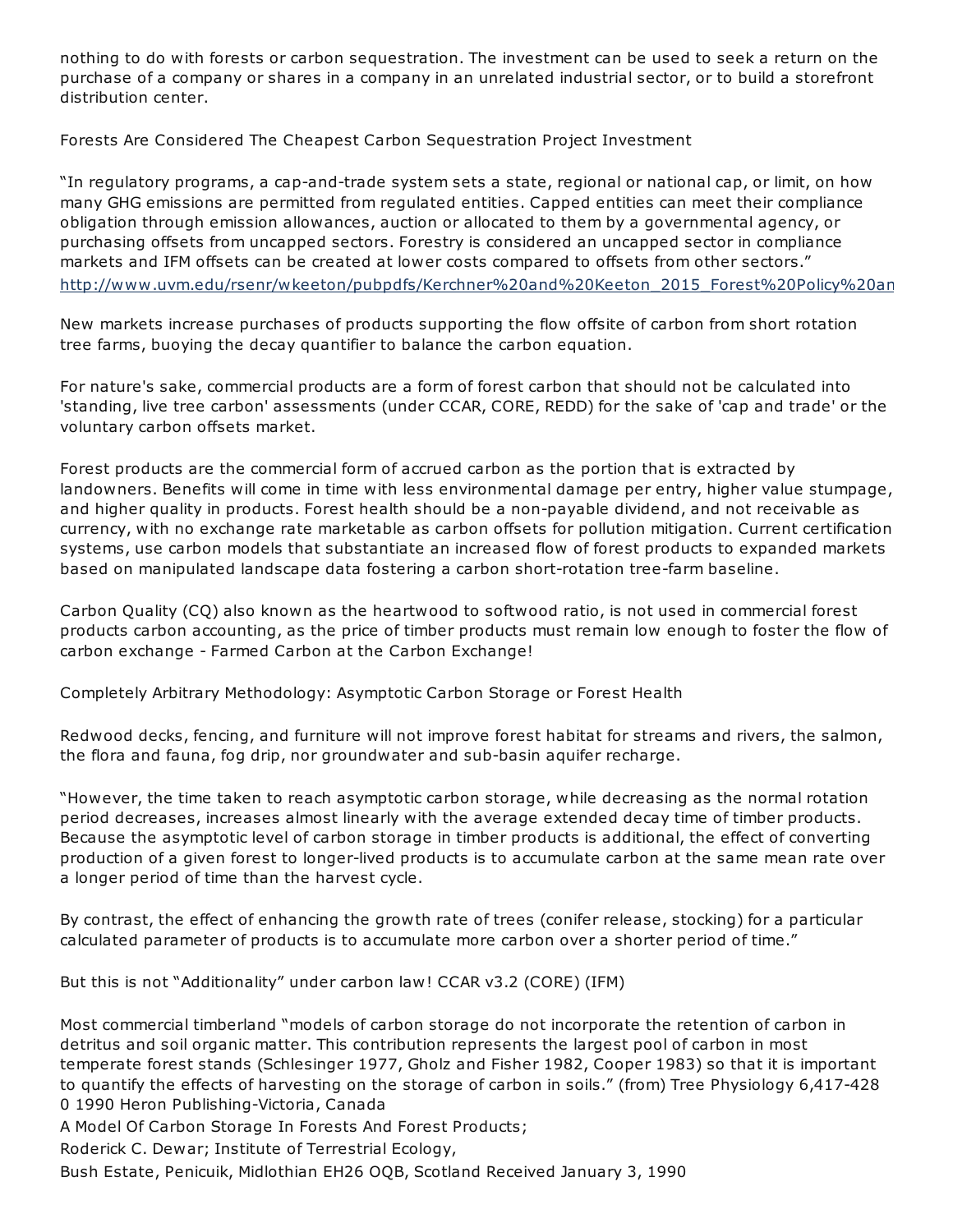nothing to do with forests or carbon sequestration. The investment can be used to seek a return on the purchase of a company or shares in a company in an unrelated industrial sector, or to build a storefront distribution center.

Forests Are Considered The Cheapest Carbon Sequestration Project Investment

"In regulatory programs, a cap-and-trade system sets a state, regional or national cap, or limit, on how many GHG emissions are permitted from regulated entities. Capped entities can meet their compliance obligation through emission allowances, auction or allocated to them by a governmental agency, or purchasing offsets from uncapped sectors. Forestry is considered an uncapped sector in compliance markets and IFM offsets can be created at lower costs compared to offsets from other sectors."
http://www.uvm.edu/rsenr/wkeeton/pubpdfs/Kerchner%20and%20Keeton_2015_Forest%20Policy%20an

New markets increase purchases of products supporting the flow offsite of carbon from short rotation tree farms, buoying the decay quantifier to balance the carbon equation.

For nature's sake, commercial products are a form of forest carbon that should not be calculated into 'standing, live tree carbon' assessments (under CCAR, CORE, REDD) for the sake of 'cap and trade' or the voluntary carbon offsets market.

Forest products are the commercial form of accrued carbon as the portion that is extracted by landowners. Benefits will come in time with less environmental damage per entry, higher value stumpage, and higher quality in products. Forest health should be a non-payable dividend, and not receivable as currency, with no exchange rate marketable as carbon offsets for pollution mitigation. Current certification systems, use carbon models that substantiate an increased flow of forest products to expanded markets based on manipulated landscape data fostering a carbon short-rotation tree-farm baseline.

Carbon Quality (CQ) also known as the heartwood to softwood ratio, is not used in commercial forest products carbon accounting, as the price of timber products must remain low enough to foster the flow of carbon exchange - Farmed Carbon at the Carbon Exchange!

Completely Arbitrary Methodology: Asymptotic Carbon Storage or Forest Health

Redwood decks, fencing, and furniture will not improve forest habitat for streams and rivers, the salmon, the flora and fauna, fog drip, nor groundwater and sub-basin aquifer recharge.

"However, the time taken to reach asymptotic carbon storage, while decreasing as the normal rotation period decreases, increases almost linearly with the average extended decay time of timber products. Because the asymptotic level of carbon storage in timber products is additional, the effect of converting production of a given forest to longer-lived products is to accumulate carbon at the same mean rate over a longer period of time than the harvest cycle.

By contrast, the effect of enhancing the growth rate of trees (conifer release, stocking) for a particular calculated parameter of products is to accumulate more carbon over a shorter period of time."

But this is not "Additionality" under carbon law! CCAR v3.2 (CORE) (IFM)

Most commercial timberland "models of carbon storage do not incorporate the retention of carbon in detritus and soil organic matter. This contribution represents the largest pool of carbon in most temperate forest stands (Schlesinger 1977, Gholz and Fisher 1982, Cooper 1983) so that it is important to quantify the effects of harvesting on the storage of carbon in soils." (from) Tree Physiology 6,417-428 0 1990 Heron Publishing-Victoria, Canada
A Model Of Carbon Storage In Forests And Forest Products;
Roderick C. Dewar; Institute of Terrestrial Ecology,
Bush Estate, Penicuik, Midlothian EH26 OQB, Scotland Received January 3, 1990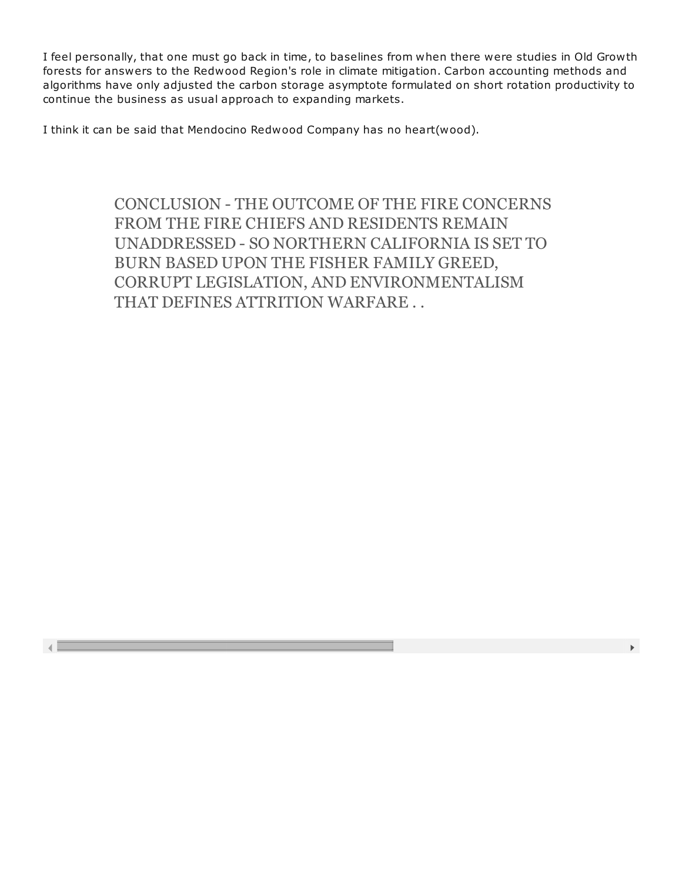I feel personally, that one must go back in time, to baselines from when there were studies in Old Growth forests for answers to the Redwood Region's role in climate mitigation. Carbon accounting methods and algorithms have only adjusted the carbon storage asymptote formulated on short rotation productivity to continue the business as usual approach to expanding markets.

I think it can be said that Mendocino Redwood Company has no heart(wood).

CONCLUSION - THE OUTCOME OF THE FIRE CONCERNS FROM THE FIRE CHIEFS AND RESIDENTS REMAIN UNADDRESSED - SO NORTHERN CALIFORNIA IS SET TO BURN BASED UPON THE FISHER FAMILY GREED, CORRUPT LEGISLATION, AND ENVIRONMENTALISM THAT DEFINES ATTRITION WARFARE . .